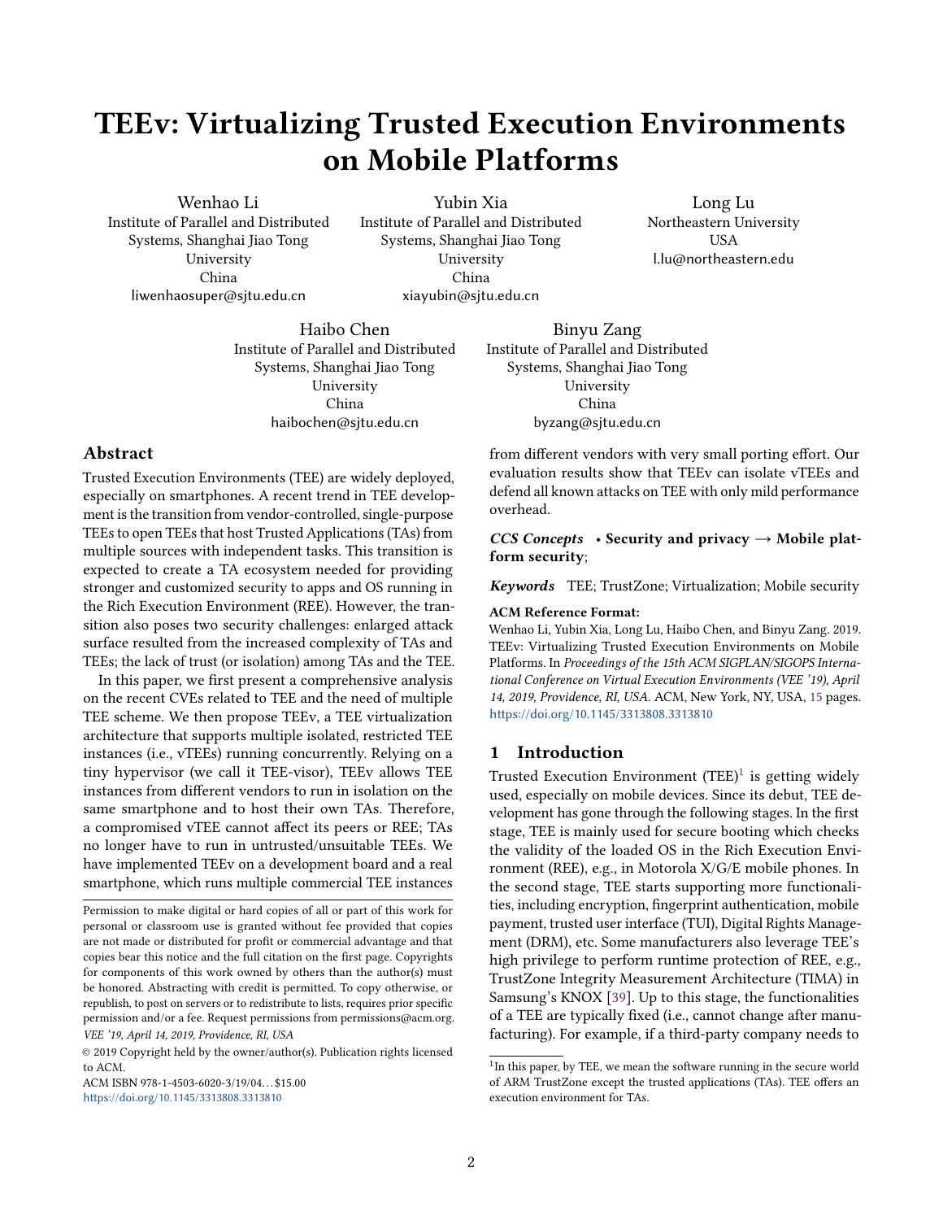# TEEv: Virtualizing Trusted Execution Environments on Mobile Platforms

Wenhao Li
Institute of Parallel and Distributed Systems, Shanghai Jiao Tong University
China
liwenhaosuper@sjtu.edu.cn

Yubin Xia
Institute of Parallel and Distributed Systems, Shanghai Jiao Tong University
China
xiayubin@sjtu.edu.cn

Long Lu
Northeastern University
USA
l.lu@northeastern.edu

Haibo Chen
Institute of Parallel and Distributed Systems, Shanghai Jiao Tong University
China
haibochen@sjtu.edu.cn

Binyu Zang
Institute of Parallel and Distributed Systems, Shanghai Jiao Tong University
China
byzang@sjtu.edu.cn

## Abstract

Trusted Execution Environments (TEE) are widely deployed, especially on smartphones. A recent trend in TEE development is the transition from vendor-controlled, single-purpose TEEs to open TEEs that host Trusted Applications (TAs) from multiple sources with independent tasks. This transition is expected to create a TA ecosystem needed for providing stronger and customized security to apps and OS running in the Rich Execution Environment (REE). However, the transition also poses two security challenges: enlarged attack surface resulted from the increased complexity of TAs and TEEs; the lack of trust (or isolation) among TAs and the TEE.

In this paper, we first present a comprehensive analysis on the recent CVEs related to TEE and the need of multiple TEE scheme. We then propose TEEv, a TEE virtualization architecture that supports multiple isolated, restricted TEE instances (i.e., vTEEs) running concurrently. Relying on a tiny hypervisor (we call it TEE-visor), TEEv allows TEE instances from different vendors to run in isolation on the same smartphone and to host their own TAs. Therefore, a compromised vTEE cannot affect its peers or REE; TAs no longer have to run in untrusted/unsuitable TEEs. We have implemented TEEv on a development board and a real smartphone, which runs multiple commercial TEE instances from different vendors with very small porting effort. Our evaluation results show that TEEv can isolate vTEEs and defend all known attacks on TEE with only mild performance overhead.

*CCS Concepts* • **Security and privacy → Mobile platform security**;

*Keywords* TEE; TrustZone; Virtualization; Mobile security

**ACM Reference Format:**
Wenhao Li, Yubin Xia, Long Lu, Haibo Chen, and Binyu Zang. 2019. TEEv: Virtualizing Trusted Execution Environments on Mobile Platforms. In *Proceedings of the 15th ACM SIGPLAN/SIGOPS International Conference on Virtual Execution Environments (VEE '19), April 14, 2019, Providence, RI, USA.* ACM, New York, NY, USA, 15 pages. https://doi.org/10.1145/3313808.3313810

Permission to make digital or hard copies of all or part of this work for personal or classroom use is granted without fee provided that copies are not made or distributed for profit or commercial advantage and that copies bear this notice and the full citation on the first page. Copyrights for components of this work owned by others than the author(s) must be honored. Abstracting with credit is permitted. To copy otherwise, or republish, to post on servers or to redistribute to lists, requires prior specific permission and/or a fee. Request permissions from permissions@acm.org.
*VEE '19, April 14, 2019, Providence, RI, USA*
© 2019 Copyright held by the owner/author(s). Publication rights licensed to ACM.
ACM ISBN 978-1-4503-6020-3/19/04...$15.00
https://doi.org/10.1145/3313808.3313810

## 1 Introduction

Trusted Execution Environment (TEE)[1] is getting widely used, especially on mobile devices. Since its debut, TEE development has gone through the following stages. In the first stage, TEE is mainly used for secure booting which checks the validity of the loaded OS in the Rich Execution Environment (REE), e.g., in Motorola X/G/E mobile phones. In the second stage, TEE starts supporting more functionalities, including encryption, fingerprint authentication, mobile payment, trusted user interface (TUI), Digital Rights Management (DRM), etc. Some manufacturers also leverage TEE's high privilege to perform runtime protection of REE, e.g., TrustZone Integrity Measurement Architecture (TIMA) in Samsung's KNOX [39]. Up to this stage, the functionalities of a TEE are typically fixed (i.e., cannot change after manufacturing). For example, if a third-party company needs to

[1] In this paper, by TEE, we mean the software running in the secure world of ARM TrustZone except the trusted applications (TAs). TEE offers an execution environment for TAs.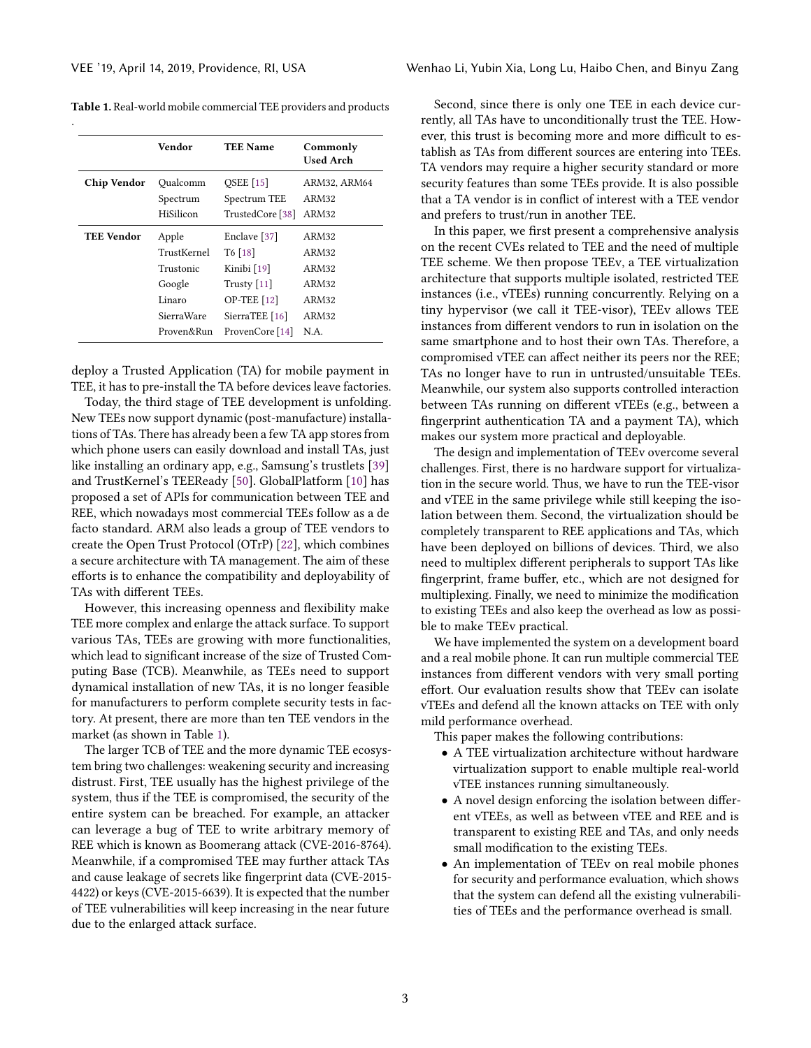**Table 1.** Real-world mobile commercial TEE providers and products
.

| | Vendor | TEE Name | Commonly Used Arch |
|---|---|---|---|
| **Chip Vendor** | Qualcomm | QSEE [15] | ARM32, ARM64 |
| | Spectrum | Spectrum TEE | ARM32 |
| | HiSilicon | TrustedCore [38] | ARM32 |
| **TEE Vendor** | Apple | Enclave [37] | ARM32 |
| | TrustKernel | T6 [18] | ARM32 |
| | Trustonic | Kinibi [19] | ARM32 |
| | Google | Trusty [11] | ARM32 |
| | Linaro | OP-TEE [12] | ARM32 |
| | SierraWare | SierraTEE [16] | ARM32 |
| | Proven&Run | ProvenCore [14] | N.A. |

deploy a Trusted Application (TA) for mobile payment in TEE, it has to pre-install the TA before devices leave factories.

Today, the third stage of TEE development is unfolding. New TEEs now support dynamic (post-manufacture) installations of TAs. There has already been a few TA app stores from which phone users can easily download and install TAs, just like installing an ordinary app, e.g., Samsung's trustlets [39] and TrustKernel's TEEReady [50]. GlobalPlatform [10] has proposed a set of APIs for communication between TEE and REE, which nowadays most commercial TEEs follow as a de facto standard. ARM also leads a group of TEE vendors to create the Open Trust Protocol (OTrP) [22], which combines a secure architecture with TA management. The aim of these efforts is to enhance the compatibility and deployability of TAs with different TEEs.

However, this increasing openness and flexibility make TEE more complex and enlarge the attack surface. To support various TAs, TEEs are growing with more functionalities, which lead to significant increase of the size of Trusted Computing Base (TCB). Meanwhile, as TEEs need to support dynamical installation of new TAs, it is no longer feasible for manufacturers to perform complete security tests in factory. At present, there are more than ten TEE vendors in the market (as shown in Table 1).

The larger TCB of TEE and the more dynamic TEE ecosystem bring two challenges: weakening security and increasing distrust. First, TEE usually has the highest privilege of the system, thus if the TEE is compromised, the security of the entire system can be breached. For example, an attacker can leverage a bug of TEE to write arbitrary memory of REE which is known as Boomerang attack (CVE-2016-8764). Meanwhile, if a compromised TEE may further attack TAs and cause leakage of secrets like fingerprint data (CVE-2015-4422) or keys (CVE-2015-6639). It is expected that the number of TEE vulnerabilities will keep increasing in the near future due to the enlarged attack surface.

Second, since there is only one TEE in each device currently, all TAs have to unconditionally trust the TEE. However, this trust is becoming more and more difficult to establish as TAs from different sources are entering into TEEs. TA vendors may require a higher security standard or more security features than some TEEs provide. It is also possible that a TA vendor is in conflict of interest with a TEE vendor and prefers to trust/run in another TEE.

In this paper, we first present a comprehensive analysis on the recent CVEs related to TEE and the need of multiple TEE scheme. We then propose TEEv, a TEE virtualization architecture that supports multiple isolated, restricted TEE instances (i.e., vTEEs) running concurrently. Relying on a tiny hypervisor (we call it TEE-visor), TEEv allows TEE instances from different vendors to run in isolation on the same smartphone and to host their own TAs. Therefore, a compromised vTEE can affect neither its peers nor the REE; TAs no longer have to run in untrusted/unsuitable TEEs. Meanwhile, our system also supports controlled interaction between TAs running on different vTEEs (e.g., between a fingerprint authentication TA and a payment TA), which makes our system more practical and deployable.

The design and implementation of TEEv overcome several challenges. First, there is no hardware support for virtualization in the secure world. Thus, we have to run the TEE-visor and vTEE in the same privilege while still keeping the isolation between them. Second, the virtualization should be completely transparent to REE applications and TAs, which have been deployed on billions of devices. Third, we also need to multiplex different peripherals to support TAs like fingerprint, frame buffer, etc., which are not designed for multiplexing. Finally, we need to minimize the modification to existing TEEs and also keep the overhead as low as possible to make TEEv practical.

We have implemented the system on a development board and a real mobile phone. It can run multiple commercial TEE instances from different vendors with very small porting effort. Our evaluation results show that TEEv can isolate vTEEs and defend all the known attacks on TEE with only mild performance overhead.

This paper makes the following contributions:

- A TEE virtualization architecture without hardware virtualization support to enable multiple real-world vTEE instances running simultaneously.
- A novel design enforcing the isolation between different vTEEs, as well as between vTEE and REE and is transparent to existing REE and TAs, and only needs small modification to the existing TEEs.
- An implementation of TEEv on real mobile phones for security and performance evaluation, which shows that the system can defend all the existing vulnerabilities of TEEs and the performance overhead is small.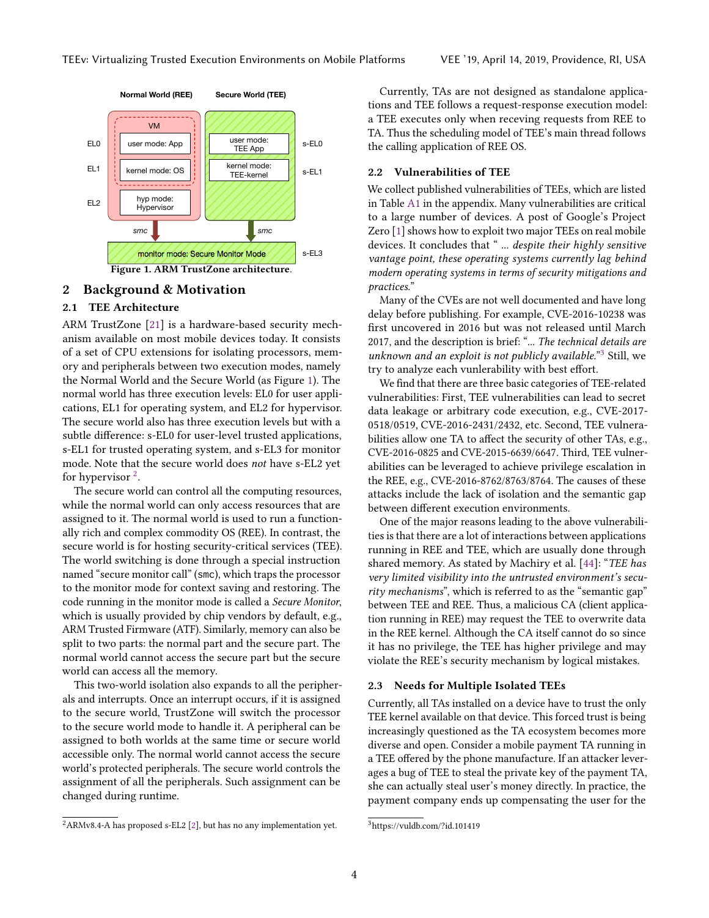Figure 1. ARM TrustZone architecture.

## 2 Background & Motivation

### 2.1 TEE Architecture

ARM TrustZone [21] is a hardware-based security mechanism available on most mobile devices today. It consists of a set of CPU extensions for isolating processors, memory and peripherals between two execution modes, namely the Normal World and the Secure World (as Figure 1). The normal world has three execution levels: EL0 for user applications, EL1 for operating system, and EL2 for hypervisor. The secure world also has three execution levels but with a subtle difference: s-EL0 for user-level trusted applications, s-EL1 for trusted operating system, and s-EL3 for monitor mode. Note that the secure world does *not* have s-EL2 yet for hypervisor [2].

The secure world can control all the computing resources, while the normal world can only access resources that are assigned to it. The normal world is used to run a functionally rich and complex commodity OS (REE). In contrast, the secure world is for hosting security-critical services (TEE). The world switching is done through a special instruction named "secure monitor call" (smc), which traps the processor to the monitor mode for context saving and restoring. The code running in the monitor mode is called a *Secure Monitor*, which is usually provided by chip vendors by default, e.g., ARM Trusted Firmware (ATF). Similarly, memory can also be split to two parts: the normal part and the secure part. The normal world cannot access the secure part but the secure world can access all the memory.

This two-world isolation also expands to all the peripherals and interrupts. Once an interrupt occurs, if it is assigned to the secure world, TrustZone will switch the processor to the secure world mode to handle it. A peripheral can be assigned to both worlds at the same time or secure world accessible only. The normal world cannot access the secure world's protected peripherals. The secure world controls the assignment of all the peripherals. Such assignment can be changed during runtime.

Currently, TAs are not designed as standalone applications and TEE follows a request-response execution model: a TEE executes only when receving requests from REE to TA. Thus the scheduling model of TEE's main thread follows the calling application of REE OS.

### 2.2 Vulnerabilities of TEE

We collect published vulnerabilities of TEEs, which are listed in Table A1 in the appendix. Many vulnerabilities are critical to a large number of devices. A post of Google's Project Zero [1] shows how to exploit two major TEEs on real mobile devices. It concludes that " *... despite their highly sensitive vantage point, these operating systems currently lag behind modern operating systems in terms of security mitigations and practices.*"

Many of the CVEs are not well documented and have long delay before publishing. For example, CVE-2016-10238 was first uncovered in 2016 but was not released until March 2017, and the description is brief: "*... The technical details are unknown and an exploit is not publicly available.*"[3] Still, we try to analyze each vunlerability with best effort.

We find that there are three basic categories of TEE-related vulnerabilities: First, TEE vulnerabilities can lead to secret data leakage or arbitrary code execution, e.g., CVE-2017-0518/0519, CVE-2016-2431/2432, etc. Second, TEE vulnerabilities allow one TA to affect the security of other TAs, e.g., CVE-2016-0825 and CVE-2015-6639/6647. Third, TEE vulnerabilities can be leveraged to achieve privilege escalation in the REE, e.g., CVE-2016-8762/8763/8764. The causes of these attacks include the lack of isolation and the semantic gap between different execution environments.

One of the major reasons leading to the above vulnerabilities is that there are a lot of interactions between applications running in REE and TEE, which are usually done through shared memory. As stated by Machiry et al. [44]: "*TEE has very limited visibility into the untrusted environment's security mechanisms*", which is referred to as the "semantic gap" between TEE and REE. Thus, a malicious CA (client application running in REE) may request the TEE to overwrite data in the REE kernel. Although the CA itself cannot do so since it has no privilege, the TEE has higher privilege and may violate the REE's security mechanism by logical mistakes.

### 2.3 Needs for Multiple Isolated TEEs

Currently, all TAs installed on a device have to trust the only TEE kernel available on that device. This forced trust is being increasingly questioned as the TA ecosystem becomes more diverse and open. Consider a mobile payment TA running in a TEE offered by the phone manufacture. If an attacker leverages a bug of TEE to steal the private key of the payment TA, she can actually steal user's money directly. In practice, the payment company ends up compensating the user for the

[2] ARMv8.4-A has proposed s-EL2 [2], but has no any implementation yet.

[3] https://vuldb.com/?id.101419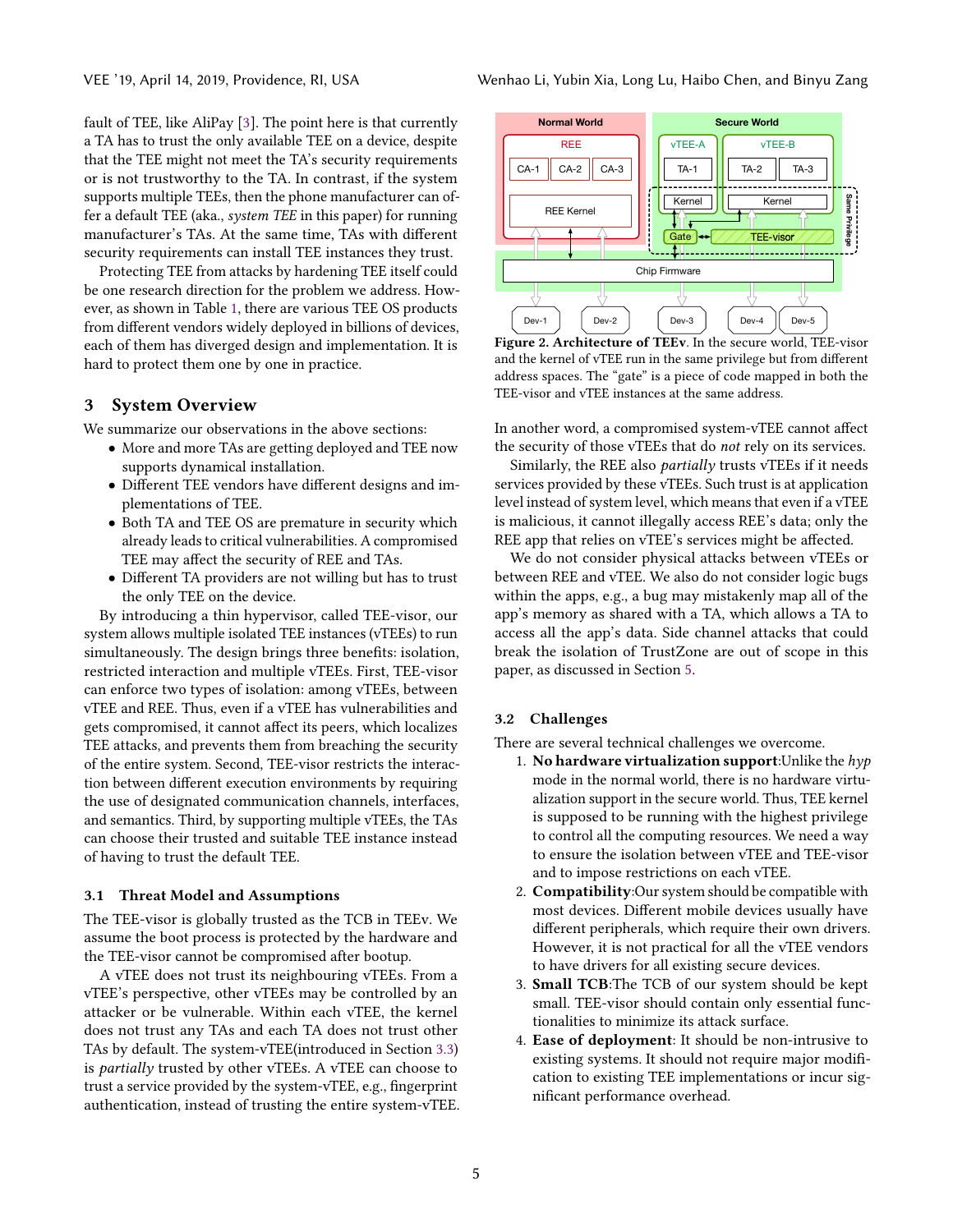fault of TEE, like AliPay [3]. The point here is that currently a TA has to trust the only available TEE on a device, despite that the TEE might not meet the TA's security requirements or is not trustworthy to the TA. In contrast, if the system supports multiple TEEs, then the phone manufacturer can offer a default TEE (aka., *system TEE* in this paper) for running manufacturer's TAs. At the same time, TAs with different security requirements can install TEE instances they trust.

Protecting TEE from attacks by hardening TEE itself could be one research direction for the problem we address. However, as shown in Table 1, there are various TEE OS products from different vendors widely deployed in billions of devices, each of them has diverged design and implementation. It is hard to protect them one by one in practice.

## 3 System Overview

We summarize our observations in the above sections:

- More and more TAs are getting deployed and TEE now supports dynamical installation.
- Different TEE vendors have different designs and implementations of TEE.
- Both TA and TEE OS are premature in security which already leads to critical vulnerabilities. A compromised TEE may affect the security of REE and TAs.
- Different TA providers are not willing but has to trust the only TEE on the device.

By introducing a thin hypervisor, called TEE-visor, our system allows multiple isolated TEE instances (vTEEs) to run simultaneously. The design brings three benefits: isolation, restricted interaction and multiple vTEEs. First, TEE-visor can enforce two types of isolation: among vTEEs, between vTEE and REE. Thus, even if a vTEE has vulnerabilities and gets compromised, it cannot affect its peers, which localizes TEE attacks, and prevents them from breaching the security of the entire system. Second, TEE-visor restricts the interaction between different execution environments by requiring the use of designated communication channels, interfaces, and semantics. Third, by supporting multiple vTEEs, the TAs can choose their trusted and suitable TEE instance instead of having to trust the default TEE.

### 3.1 Threat Model and Assumptions

The TEE-visor is globally trusted as the TCB in TEEv. We assume the boot process is protected by the hardware and the TEE-visor cannot be compromised after bootup.

A vTEE does not trust its neighbouring vTEEs. From a vTEE's perspective, other vTEEs may be controlled by an attacker or be vulnerable. Within each vTEE, the kernel does not trust any TAs and each TA does not trust other TAs by default. The system-vTEE(introduced in Section 3.3) is *partially* trusted by other vTEEs. A vTEE can choose to trust a service provided by the system-vTEE, e.g., fingerprint authentication, instead of trusting the entire system-vTEE.

**Figure 2. Architecture of TEEv.** In the secure world, TEE-visor and the kernel of vTEE run in the same privilege but from different address spaces. The "gate" is a piece of code mapped in both the TEE-visor and vTEE instances at the same address.

In another word, a compromised system-vTEE cannot affect the security of those vTEEs that do *not* rely on its services.

Similarly, the REE also *partially* trusts vTEEs if it needs services provided by these vTEEs. Such trust is at application level instead of system level, which means that even if a vTEE is malicious, it cannot illegally access REE's data; only the REE app that relies on vTEE's services might be affected.

We do not consider physical attacks between vTEEs or between REE and vTEE. We also do not consider logic bugs within the apps, e.g., a bug may mistakenly map all of the app's memory as shared with a TA, which allows a TA to access all the app's data. Side channel attacks that could break the isolation of TrustZone are out of scope in this paper, as discussed in Section 5.

### 3.2 Challenges

There are several technical challenges we overcome.

1. **No hardware virtualization support**:Unlike the *hyp* mode in the normal world, there is no hardware virtualization support in the secure world. Thus, TEE kernel is supposed to be running with the highest privilege to control all the computing resources. We need a way to ensure the isolation between vTEE and TEE-visor and to impose restrictions on each vTEE.
2. **Compatibility**:Our system should be compatible with most devices. Different mobile devices usually have different peripherals, which require their own drivers. However, it is not practical for all the vTEE vendors to have drivers for all existing secure devices.
3. **Small TCB**:The TCB of our system should be kept small. TEE-visor should contain only essential functionalities to minimize its attack surface.
4. **Ease of deployment**: It should be non-intrusive to existing systems. It should not require major modification to existing TEE implementations or incur significant performance overhead.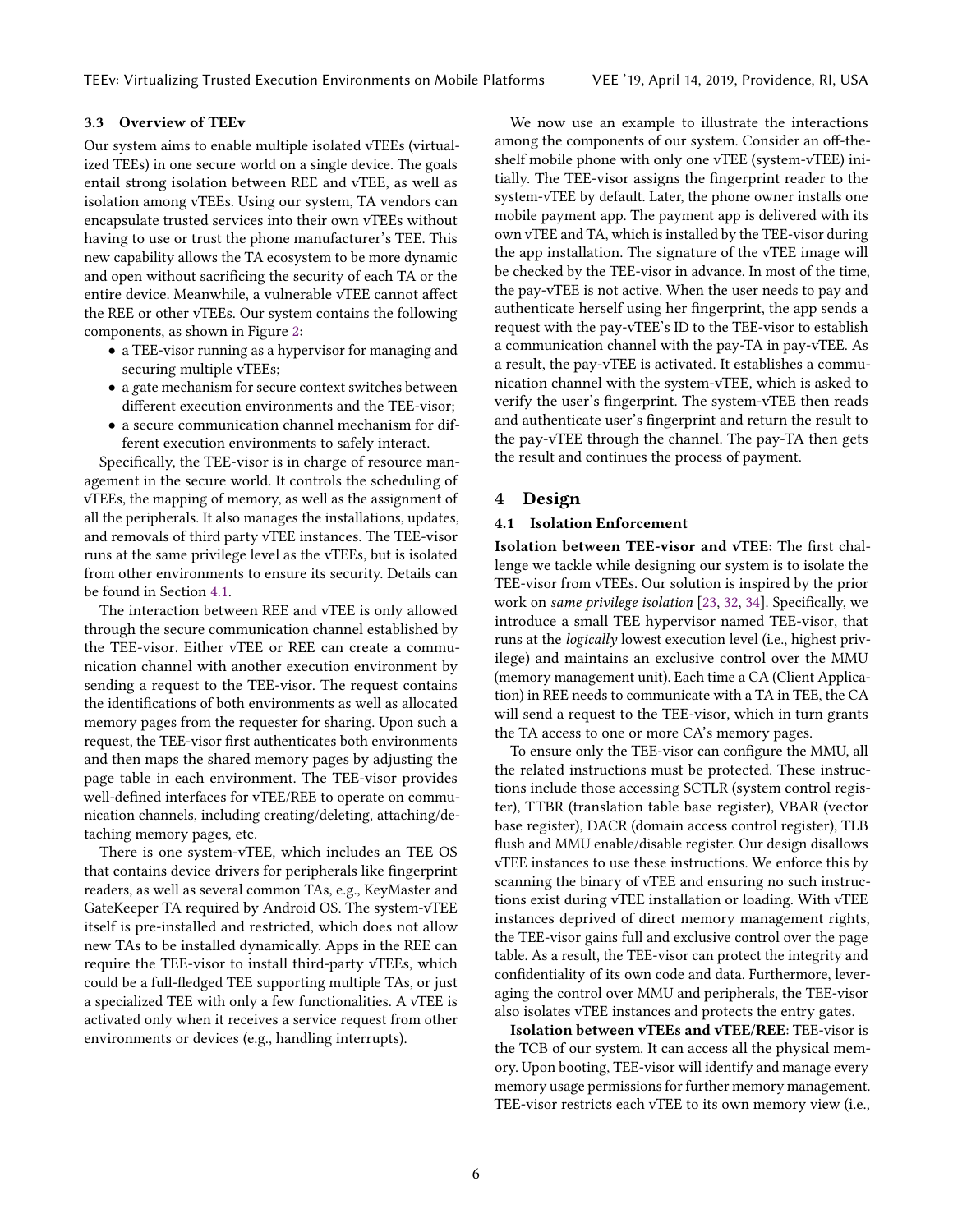### 3.3 Overview of TEEv

Our system aims to enable multiple isolated vTEEs (virtualized TEEs) in one secure world on a single device. The goals entail strong isolation between REE and vTEE, as well as isolation among vTEEs. Using our system, TA vendors can encapsulate trusted services into their own vTEEs without having to use or trust the phone manufacturer's TEE. This new capability allows the TA ecosystem to be more dynamic and open without sacrificing the security of each TA or the entire device. Meanwhile, a vulnerable vTEE cannot affect the REE or other vTEEs. Our system contains the following components, as shown in Figure 2:

- a TEE-visor running as a hypervisor for managing and securing multiple vTEEs;
- a gate mechanism for secure context switches between different execution environments and the TEE-visor;
- a secure communication channel mechanism for different execution environments to safely interact.

Specifically, the TEE-visor is in charge of resource management in the secure world. It controls the scheduling of vTEEs, the mapping of memory, as well as the assignment of all the peripherals. It also manages the installations, updates, and removals of third party vTEE instances. The TEE-visor runs at the same privilege level as the vTEEs, but is isolated from other environments to ensure its security. Details can be found in Section 4.1.

The interaction between REE and vTEE is only allowed through the secure communication channel established by the TEE-visor. Either vTEE or REE can create a communication channel with another execution environment by sending a request to the TEE-visor. The request contains the identifications of both environments as well as allocated memory pages from the requester for sharing. Upon such a request, the TEE-visor first authenticates both environments and then maps the shared memory pages by adjusting the page table in each environment. The TEE-visor provides well-defined interfaces for vTEE/REE to operate on communication channels, including creating/deleting, attaching/detaching memory pages, etc.

There is one system-vTEE, which includes an TEE OS that contains device drivers for peripherals like fingerprint readers, as well as several common TAs, e.g., KeyMaster and GateKeeper TA required by Android OS. The system-vTEE itself is pre-installed and restricted, which does not allow new TAs to be installed dynamically. Apps in the REE can require the TEE-visor to install third-party vTEEs, which could be a full-fledged TEE supporting multiple TAs, or just a specialized TEE with only a few functionalities. A vTEE is activated only when it receives a service request from other environments or devices (e.g., handling interrupts).

We now use an example to illustrate the interactions among the components of our system. Consider an off-the-shelf mobile phone with only one vTEE (system-vTEE) initially. The TEE-visor assigns the fingerprint reader to the system-vTEE by default. Later, the phone owner installs one mobile payment app. The payment app is delivered with its own vTEE and TA, which is installed by the TEE-visor during the app installation. The signature of the vTEE image will be checked by the TEE-visor in advance. In most of the time, the pay-vTEE is not active. When the user needs to pay and authenticate herself using her fingerprint, the app sends a request with the pay-vTEE's ID to the TEE-visor to establish a communication channel with the pay-TA in pay-vTEE. As a result, the pay-vTEE is activated. It establishes a communication channel with the system-vTEE, which is asked to verify the user's fingerprint. The system-vTEE then reads and authenticate user's fingerprint and return the result to the pay-vTEE through the channel. The pay-TA then gets the result and continues the process of payment.

## 4 Design

### 4.1 Isolation Enforcement

**Isolation between TEE-visor and vTEE**: The first challenge we tackle while designing our system is to isolate the TEE-visor from vTEEs. Our solution is inspired by the prior work on *same privilege isolation* [23, 32, 34]. Specifically, we introduce a small TEE hypervisor named TEE-visor, that runs at the *logically* lowest execution level (i.e., highest privilege) and maintains an exclusive control over the MMU (memory management unit). Each time a CA (Client Application) in REE needs to communicate with a TA in TEE, the CA will send a request to the TEE-visor, which in turn grants the TA access to one or more CA's memory pages.

To ensure only the TEE-visor can configure the MMU, all the related instructions must be protected. These instructions include those accessing SCTLR (system control register), TTBR (translation table base register), VBAR (vector base register), DACR (domain access control register), TLB flush and MMU enable/disable register. Our design disallows vTEE instances to use these instructions. We enforce this by scanning the binary of vTEE and ensuring no such instructions exist during vTEE installation or loading. With vTEE instances deprived of direct memory management rights, the TEE-visor gains full and exclusive control over the page table. As a result, the TEE-visor can protect the integrity and confidentiality of its own code and data. Furthermore, leveraging the control over MMU and peripherals, the TEE-visor also isolates vTEE instances and protects the entry gates.

**Isolation between vTEEs and vTEE/REE**: TEE-visor is the TCB of our system. It can access all the physical memory. Upon booting, TEE-visor will identify and manage every memory usage permissions for further memory management. TEE-visor restricts each vTEE to its own memory view (i.e.,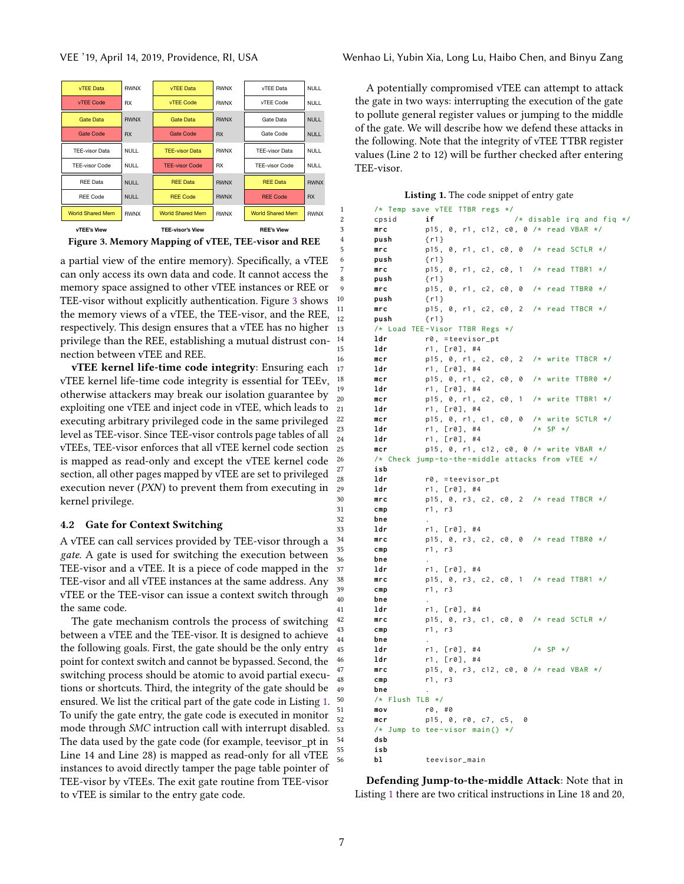| Region | vTEE's View | TEE-visor's View | REE's View |
|---|---|---|---|
| vTEE Data | RWNX | RWNX | NULL |
| vTEE Code | RX | RWNX | NULL |
| Gate Data | RWNX | RWNX | NULL |
| Gate Code | RX | RX | NULL |
| TEE-visor Data | NULL | RWNX | NULL |
| TEE-visor Code | NULL | RX | NULL |
| REE Data | NULL | RWNX | RWNX |
| REE Code | NULL | RWNX | RX |
| World Shared Mem | RWNX | RWNX | RWNX |

**Figure 3. Memory Mapping of vTEE, TEE-visor and REE**

a partial view of the entire memory). Specifically, a vTEE can only access its own data and code. It cannot access the memory space assigned to other vTEE instances or REE or TEE-visor without explicitly authentication. Figure 3 shows the memory views of a vTEE, the TEE-visor, and the REE, respectively. This design ensures that a vTEE has no higher privilege than the REE, establishing a mutual distrust connection between vTEE and REE.

**vTEE kernel life-time code integrity**: Ensuring each vTEE kernel life-time code integrity is essential for TEEv, otherwise attackers may break our isolation guarantee by exploiting one vTEE and inject code in vTEE, which leads to executing arbitrary privileged code in the same privileged level as TEE-visor. Since TEE-visor controls page tables of all vTEEs, TEE-visor enforces that all vTEE kernel code section is mapped as read-only and except the vTEE kernel code section, all other pages mapped by vTEE are set to privileged execution never (*PXN*) to prevent them from executing in kernel privilege.

### 4.2 Gate for Context Switching

A vTEE can call services provided by TEE-visor through a *gate*. A gate is used for switching the execution between TEE-visor and a vTEE. It is a piece of code mapped in the TEE-visor and all vTEE instances at the same address. Any vTEE or the TEE-visor can issue a context switch through the same code.

The gate mechanism controls the process of switching between a vTEE and the TEE-visor. It is designed to achieve the following goals. First, the gate should be the only entry point for context switch and cannot be bypassed. Second, the switching process should be atomic to avoid partial executions or shortcuts. Third, the integrity of the gate should be ensured. We list the critical part of the gate code in Listing 1. To unify the gate entry, the gate code is executed in monitor mode through *SMC* instruction call with interrupt disabled. The data used by the gate code (for example, teevisor_pt in Line 14 and Line 28) is mapped as read-only for all vTEE instances to avoid directly tamper the page table pointer of TEE-visor by vTEEs. The exit gate routine from TEE-visor to vTEE is similar to the entry gate code.

A potentially compromised vTEE can attempt to attack the gate in two ways: interrupting the execution of the gate to pollute general register values or jumping to the middle of the gate. We will describe how we defend these attacks in the following. Note that the integrity of vTEE TTBR register values (Line 2 to 12) will be further checked after entering TEE-visor.

**Listing 1.** The code snippet of entry gate

```
1   /* Temp save vTEE TTBR regs */
2   cpsid     if              /* disable irq and fiq */
3   mrc       p15, 0, r1, c12, c0, 0 /* read VBAR */
4   push      {r1}
5   mrc       p15, 0, r1, c1, c0, 0  /* read SCTLR */
6   push      {r1}
7   mrc       p15, 0, r1, c2, c0, 1  /* read TTBR1 */
8   push      {r1}
9   mrc       p15, 0, r1, c2, c0, 0  /* read TTBR0 */
10  push      {r1}
11  mrc       p15, 0, r1, c2, c0, 2  /* read TTBCR */
12  push      {r1}
13  /* Load TEE-Visor TTBR Regs */
14  ldr       r0, =teevisor_pt
15  ldr       r1, [r0], #4
16  mcr       p15, 0, r1, c2, c0, 2  /* write TTBCR */
17  ldr       r1, [r0], #4
18  mcr       p15, 0, r1, c2, c0, 0  /* write TTBR0 */
19  ldr       r1, [r0], #4
20  mcr       p15, 0, r1, c2, c0, 1  /* write TTBR1 */
21  ldr       r1, [r0], #4
22  mcr       p15, 0, r1, c1, c0, 0  /* write SCTLR */
23  ldr       r1, [r0], #4           /* SP */
24  ldr       r1, [r0], #4
25  mcr       p15, 0, r1, c12, c0, 0 /* write VBAR */
26  /* Check jump-to-the-middle attacks from vTEE */
27  isb
28  ldr       r0, =teevisor_pt
29  ldr       r1, [r0], #4
30  mrc       p15, 0, r3, c2, c0, 2  /* read TTBCR */
31  cmp       r1, r3
32  bne       .
33  ldr       r1, [r0], #4
34  mrc       p15, 0, r3, c2, c0, 0  /* read TTBR0 */
35  cmp       r1, r3
36  bne       .
37  ldr       r1, [r0], #4
38  mrc       p15, 0, r3, c2, c0, 1  /* read TTBR1 */
39  cmp       r1, r3
40  bne       .
41  ldr       r1, [r0], #4
42  mrc       p15, 0, r3, c1, c0, 0  /* read SCTLR */
43  cmp       r1, r3
44  bne       .
45  ldr       r1, [r0], #4           /* SP */
46  ldr       r1, [r0], #4
47  mrc       p15, 0, r3, c12, c0, 0 /* read VBAR */
48  cmp       r1, r3
49  bne       .
50  /* Flush TLB */
51  mov       r0, #0
52  mcr       p15, 0, r0, c7, c5, 0
53  /* Jump to tee-visor main() */
54  dsb
55  isb
56  bl        teevisor_main
```

**Defending Jump-to-the-middle Attack**: Note that in Listing 1 there are two critical instructions in Line 18 and 20,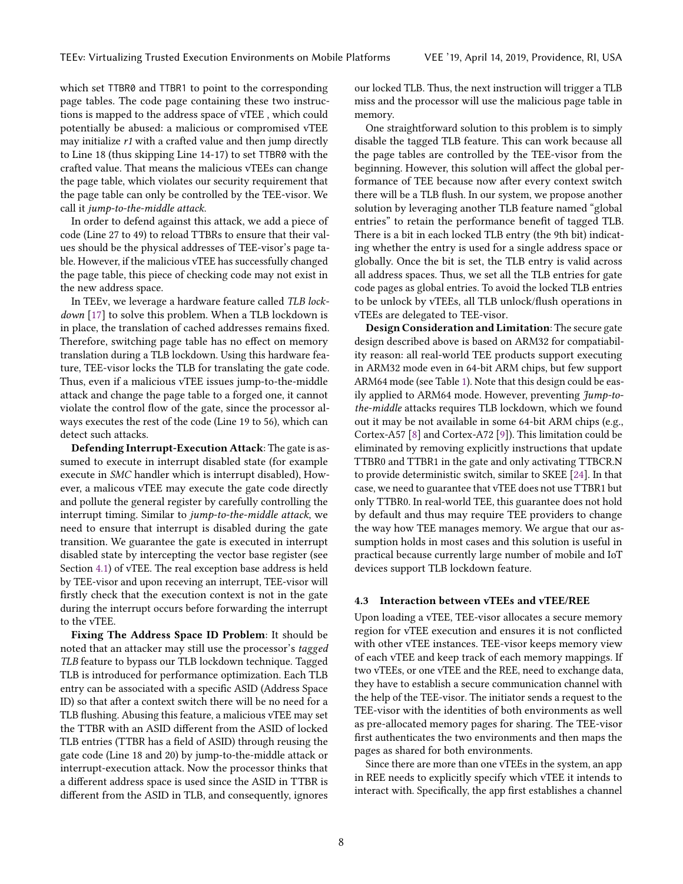which set TTBR0 and TTBR1 to point to the corresponding page tables. The code page containing these two instructions is mapped to the address space of vTEE , which could potentially be abused: a malicious or compromised vTEE may initialize *r1* with a crafted value and then jump directly to Line 18 (thus skipping Line 14-17) to set TTBR0 with the crafted value. That means the malicious vTEEs can change the page table, which violates our security requirement that the page table can only be controlled by the TEE-visor. We call it *jump-to-the-middle attack*.

In order to defend against this attack, we add a piece of code (Line 27 to 49) to reload TTBRs to ensure that their values should be the physical addresses of TEE-visor's page table. However, if the malicious vTEE has successfully changed the page table, this piece of checking code may not exist in the new address space.

In TEEv, we leverage a hardware feature called *TLB lockdown* [17] to solve this problem. When a TLB lockdown is in place, the translation of cached addresses remains fixed. Therefore, switching page table has no effect on memory translation during a TLB lockdown. Using this hardware feature, TEE-visor locks the TLB for translating the gate code. Thus, even if a malicious vTEE issues jump-to-the-middle attack and change the page table to a forged one, it cannot violate the control flow of the gate, since the processor always executes the rest of the code (Line 19 to 56), which can detect such attacks.

**Defending Interrupt-Execution Attack**: The gate is assumed to execute in interrupt disabled state (for example execute in *SMC* handler which is interrupt disabled), However, a malicous vTEE may execute the gate code directly and pollute the general register by carefully controlling the interrupt timing. Similar to *jump-to-the-middle attack*, we need to ensure that interrupt is disabled during the gate transition. We guarantee the gate is executed in interrupt disabled state by intercepting the vector base register (see Section 4.1) of vTEE. The real exception base address is held by TEE-visor and upon receving an interrupt, TEE-visor will firstly check that the execution context is not in the gate during the interrupt occurs before forwarding the interrupt to the vTEE.

**Fixing The Address Space ID Problem**: It should be noted that an attacker may still use the processor's *tagged TLB* feature to bypass our TLB lockdown technique. Tagged TLB is introduced for performance optimization. Each TLB entry can be associated with a specific ASID (Address Space ID) so that after a context switch there will be no need for a TLB flushing. Abusing this feature, a malicious vTEE may set the TTBR with an ASID different from the ASID of locked TLB entries (TTBR has a field of ASID) through reusing the gate code (Line 18 and 20) by jump-to-the-middle attack or interrupt-execution attack. Now the processor thinks that a different address space is used since the ASID in TTBR is different from the ASID in TLB, and consequently, ignores our locked TLB. Thus, the next instruction will trigger a TLB miss and the processor will use the malicious page table in memory.

One straightforward solution to this problem is to simply disable the tagged TLB feature. This can work because all the page tables are controlled by the TEE-visor from the beginning. However, this solution will affect the global performance of TEE because now after every context switch there will be a TLB flush. In our system, we propose another solution by leveraging another TLB feature named "global entries" to retain the performance benefit of tagged TLB. There is a bit in each locked TLB entry (the 9th bit) indicating whether the entry is used for a single address space or globally. Once the bit is set, the TLB entry is valid across all address spaces. Thus, we set all the TLB entries for gate code pages as global entries. To avoid the locked TLB entries to be unlock by vTEEs, all TLB unlock/flush operations in vTEEs are delegated to TEE-visor.

**Design Consideration and Limitation**: The secure gate design described above is based on ARM32 for compatiability reason: all real-world TEE products support executing in ARM32 mode even in 64-bit ARM chips, but few support ARM64 mode (see Table 1). Note that this design could be easily applied to ARM64 mode. However, preventing *Jump-to-the-middle* attacks requires TLB lockdown, which we found out it may be not available in some 64-bit ARM chips (e.g., Cortex-A57 [8] and Cortex-A72 [9]). This limitation could be eliminated by removing explicitly instructions that update TTBR0 and TTBR1 in the gate and only activating TTBCR.N to provide deterministic switch, similar to SKEE [24]. In that case, we need to guarantee that vTEE does not use TTBR1 but only TTBR0. In real-world TEE, this guarantee does not hold by default and thus may require TEE providers to change the way how TEE manages memory. We argue that our assumption holds in most cases and this solution is useful in practical because currently large number of mobile and IoT devices support TLB lockdown feature.

### 4.3 Interaction between vTEEs and vTEE/REE

Upon loading a vTEE, TEE-visor allocates a secure memory region for vTEE execution and ensures it is not conflicted with other vTEE instances. TEE-visor keeps memory view of each vTEE and keep track of each memory mappings. If two vTEEs, or one vTEE and the REE, need to exchange data, they have to establish a secure communication channel with the help of the TEE-visor. The initiator sends a request to the TEE-visor with the identities of both environments as well as pre-allocated memory pages for sharing. The TEE-visor first authenticates the two environments and then maps the pages as shared for both environments.

Since there are more than one vTEEs in the system, an app in REE needs to explicitly specify which vTEE it intends to interact with. Specifically, the app first establishes a channel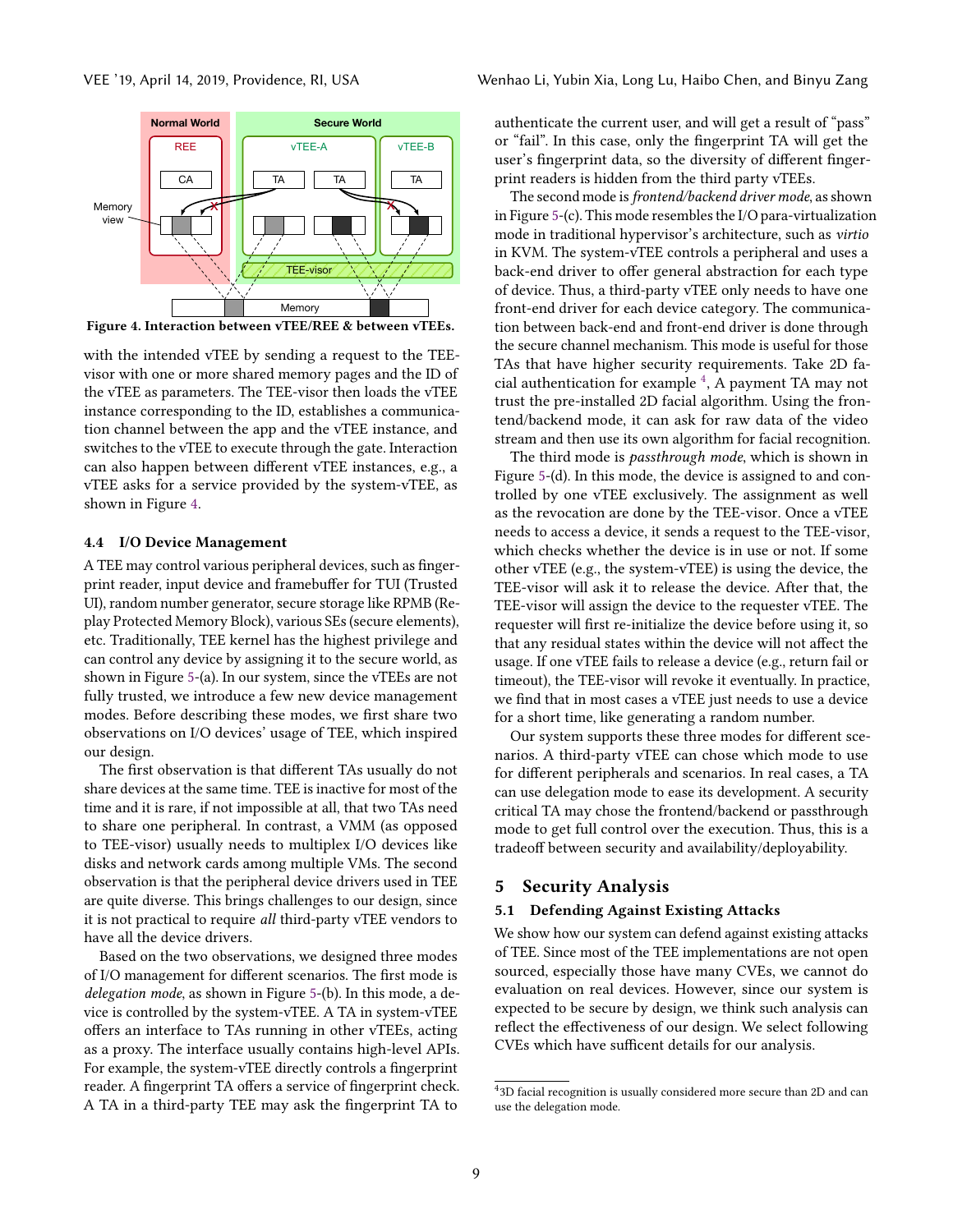Figure 4. Interaction between vTEE/REE & between vTEEs.

with the intended vTEE by sending a request to the TEE-visor with one or more shared memory pages and the ID of the vTEE as parameters. The TEE-visor then loads the vTEE instance corresponding to the ID, establishes a communication channel between the app and the vTEE instance, and switches to the vTEE to execute through the gate. Interaction can also happen between different vTEE instances, e.g., a vTEE asks for a service provided by the system-vTEE, as shown in Figure 4.

### 4.4 I/O Device Management

A TEE may control various peripheral devices, such as fingerprint reader, input device and framebuffer for TUI (Trusted UI), random number generator, secure storage like RPMB (Replay Protected Memory Block), various SEs (secure elements), etc. Traditionally, TEE kernel has the highest privilege and can control any device by assigning it to the secure world, as shown in Figure 5-(a). In our system, since the vTEEs are not fully trusted, we introduce a few new device management modes. Before describing these modes, we first share two observations on I/O devices' usage of TEE, which inspired our design.

The first observation is that different TAs usually do not share devices at the same time. TEE is inactive for most of the time and it is rare, if not impossible at all, that two TAs need to share one peripheral. In contrast, a VMM (as opposed to TEE-visor) usually needs to multiplex I/O devices like disks and network cards among multiple VMs. The second observation is that the peripheral device drivers used in TEE are quite diverse. This brings challenges to our design, since it is not practical to require *all* third-party vTEE vendors to have all the device drivers.

Based on the two observations, we designed three modes of I/O management for different scenarios. The first mode is *delegation mode*, as shown in Figure 5-(b). In this mode, a device is controlled by the system-vTEE. A TA in system-vTEE offers an interface to TAs running in other vTEEs, acting as a proxy. The interface usually contains high-level APIs. For example, the system-vTEE directly controls a fingerprint reader. A fingerprint TA offers a service of fingerprint check. A TA in a third-party TEE may ask the fingerprint TA to authenticate the current user, and will get a result of "pass" or "fail". In this case, only the fingerprint TA will get the user's fingerprint data, so the diversity of different fingerprint readers is hidden from the third party vTEEs.

The second mode is *frontend/backend driver mode*, as shown in Figure 5-(c). This mode resembles the I/O para-virtualization mode in traditional hypervisor's architecture, such as *virtio* in KVM. The system-vTEE controls a peripheral and uses a back-end driver to offer general abstraction for each type of device. Thus, a third-party vTEE only needs to have one front-end driver for each device category. The communication between back-end and front-end driver is done through the secure channel mechanism. This mode is useful for those TAs that have higher security requirements. Take 2D facial authentication for example [4], A payment TA may not trust the pre-installed 2D facial algorithm. Using the frontend/backend mode, it can ask for raw data of the video stream and then use its own algorithm for facial recognition.

The third mode is *passthrough mode*, which is shown in Figure 5-(d). In this mode, the device is assigned to and controlled by one vTEE exclusively. The assignment as well as the revocation are done by the TEE-visor. Once a vTEE needs to access a device, it sends a request to the TEE-visor, which checks whether the device is in use or not. If some other vTEE (e.g., the system-vTEE) is using the device, the TEE-visor will ask it to release the device. After that, the TEE-visor will assign the device to the requester vTEE. The requester will first re-initialize the device before using it, so that any residual states within the device will not affect the usage. If one vTEE fails to release a device (e.g., return fail or timeout), the TEE-visor will revoke it eventually. In practice, we find that in most cases a vTEE just needs to use a device for a short time, like generating a random number.

Our system supports these three modes for different scenarios. A third-party vTEE can chose which mode to use for different peripherals and scenarios. In real cases, a TA can use delegation mode to ease its development. A security critical TA may chose the frontend/backend or passthrough mode to get full control over the execution. Thus, this is a tradeoff between security and availability/deployability.

## 5 Security Analysis

### 5.1 Defending Against Existing Attacks

We show how our system can defend against existing attacks of TEE. Since most of the TEE implementations are not open sourced, especially those have many CVEs, we cannot do evaluation on real devices. However, since our system is expected to be secure by design, we think such analysis can reflect the effectiveness of our design. We select following CVEs which have sufficent details for our analysis.

[4] 3D facial recognition is usually considered more secure than 2D and can use the delegation mode.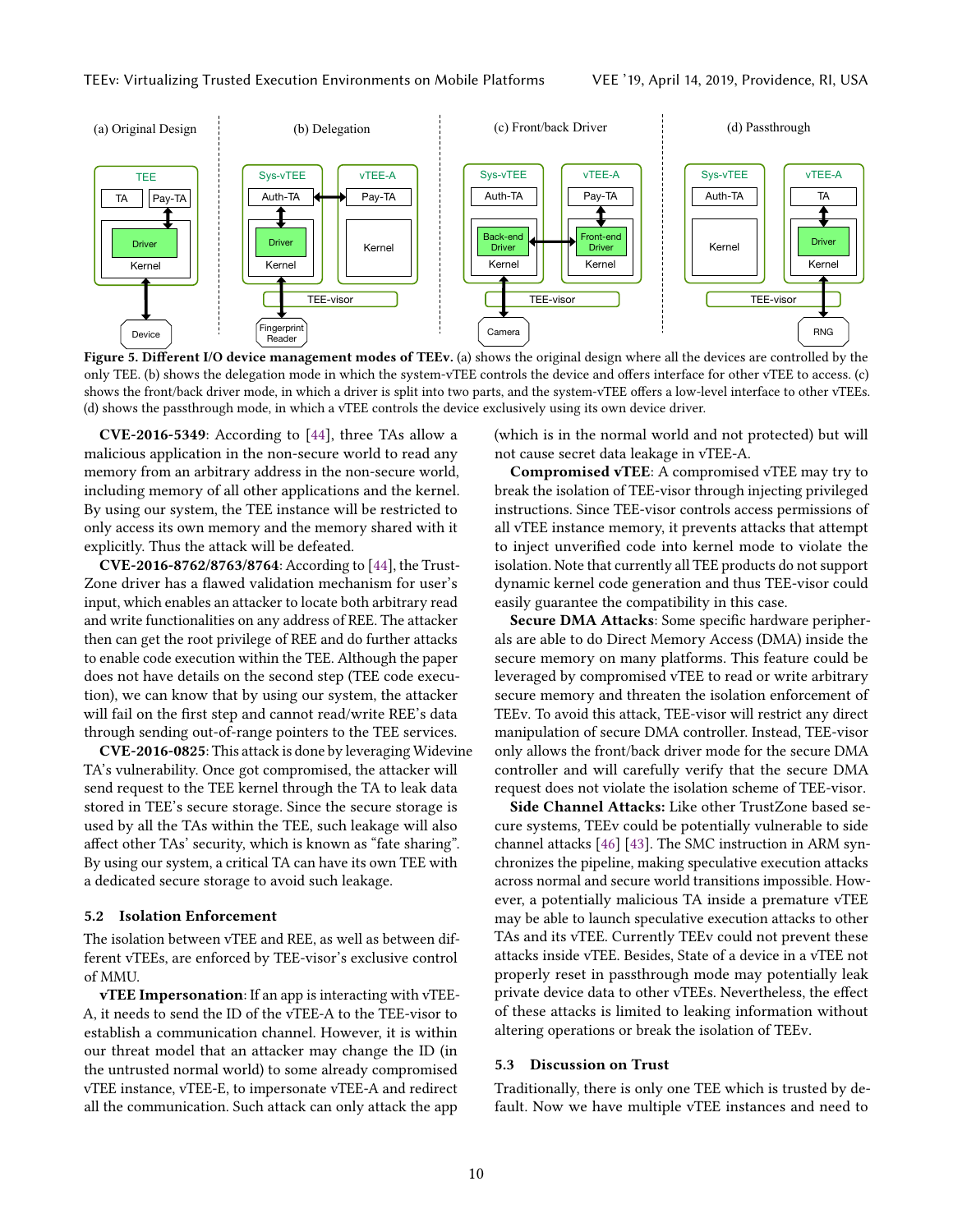**Figure 5. Different I/O device management modes of TEEv.** (a) shows the original design where all the devices are controlled by the only TEE. (b) shows the delegation mode in which the system-vTEE controls the device and offers interface for other vTEE to access. (c) shows the front/back driver mode, in which a driver is split into two parts, and the system-vTEE offers a low-level interface to other vTEEs. (d) shows the passthrough mode, in which a vTEE controls the device exclusively using its own device driver.

**CVE-2016-5349**: According to [44], three TAs allow a malicious application in the non-secure world to read any memory from an arbitrary address in the non-secure world, including memory of all other applications and the kernel. By using our system, the TEE instance will be restricted to only access its own memory and the memory shared with it explicitly. Thus the attack will be defeated.

**CVE-2016-8762/8763/8764**: According to [44], the TrustZone driver has a flawed validation mechanism for user's input, which enables an attacker to locate both arbitrary read and write functionalities on any address of REE. The attacker then can get the root privilege of REE and do further attacks to enable code execution within the TEE. Although the paper does not have details on the second step (TEE code execution), we can know that by using our system, the attacker will fail on the first step and cannot read/write REE's data through sending out-of-range pointers to the TEE services.

**CVE-2016-0825**: This attack is done by leveraging Widevine TA's vulnerability. Once got compromised, the attacker will send request to the TEE kernel through the TA to leak data stored in TEE's secure storage. Since the secure storage is used by all the TAs within the TEE, such leakage will also affect other TAs' security, which is known as "fate sharing". By using our system, a critical TA can have its own TEE with a dedicated secure storage to avoid such leakage.

### 5.2 Isolation Enforcement

The isolation between vTEE and REE, as well as between different vTEEs, are enforced by TEE-visor's exclusive control of MMU.

**vTEE Impersonation**: If an app is interacting with vTEE-A, it needs to send the ID of the vTEE-A to the TEE-visor to establish a communication channel. However, it is within our threat model that an attacker may change the ID (in the untrusted normal world) to some already compromised vTEE instance, vTEE-E, to impersonate vTEE-A and redirect all the communication. Such attack can only attack the app (which is in the normal world and not protected) but will not cause secret data leakage in vTEE-A.

**Compromised vTEE**: A compromised vTEE may try to break the isolation of TEE-visor through injecting privileged instructions. Since TEE-visor controls access permissions of all vTEE instance memory, it prevents attacks that attempt to inject unverified code into kernel mode to violate the isolation. Note that currently all TEE products do not support dynamic kernel code generation and thus TEE-visor could easily guarantee the compatibility in this case.

**Secure DMA Attacks**: Some specific hardware peripherals are able to do Direct Memory Access (DMA) inside the secure memory on many platforms. This feature could be leveraged by compromised vTEE to read or write arbitrary secure memory and threaten the isolation enforcement of TEEv. To avoid this attack, TEE-visor will restrict any direct manipulation of secure DMA controller. Instead, TEE-visor only allows the front/back driver mode for the secure DMA controller and will carefully verify that the secure DMA request does not violate the isolation scheme of TEE-visor.

**Side Channel Attacks:** Like other TrustZone based secure systems, TEEv could be potentially vulnerable to side channel attacks [46] [43]. The SMC instruction in ARM synchronizes the pipeline, making speculative execution attacks across normal and secure world transitions impossible. However, a potentially malicious TA inside a premature vTEE may be able to launch speculative execution attacks to other TAs and its vTEE. Currently TEEv could not prevent these attacks inside vTEE. Besides, State of a device in a vTEE not properly reset in passthrough mode may potentially leak private device data to other vTEEs. Nevertheless, the effect of these attacks is limited to leaking information without altering operations or break the isolation of TEEv.

### 5.3 Discussion on Trust

Traditionally, there is only one TEE which is trusted by default. Now we have multiple vTEE instances and need to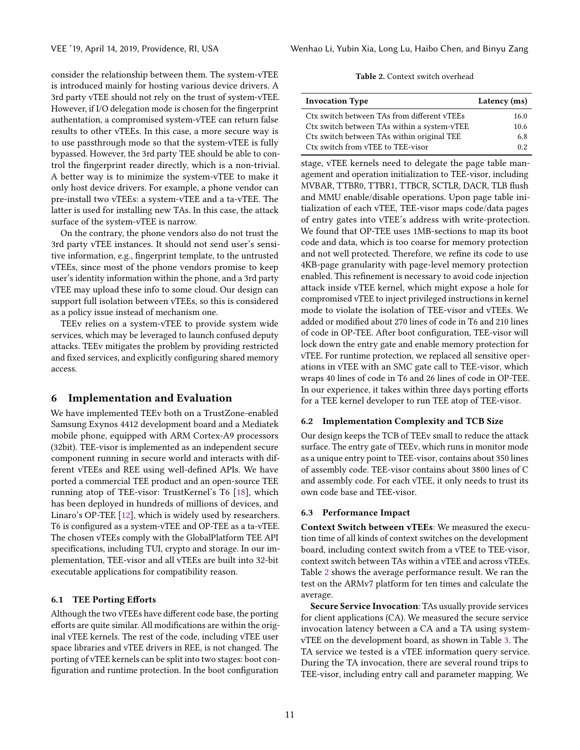consider the relationship between them. The system-vTEE is introduced mainly for hosting various device drivers. A 3rd party vTEE should not rely on the trust of system-vTEE. However, if I/O delegation mode is chosen for the fingerprint authentication, a compromised system-vTEE can return false results to other vTEEs. In this case, a more secure way is to use passthrough mode so that the system-vTEE is fully bypassed. However, the 3rd party TEE should be able to control the fingerprint reader directly, which is a non-trivial. A better way is to minimize the system-vTEE to make it only host device drivers. For example, a phone vendor can pre-install two vTEEs: a system-vTEE and a ta-vTEE. The latter is used for installing new TAs. In this case, the attack surface of the system-vTEE is narrow.

On the contrary, the phone vendors also do not trust the 3rd party vTEE instances. It should not send user's sensitive information, e.g., fingerprint template, to the untrusted vTEEs, since most of the phone vendors promise to keep user's identity information within the phone, and a 3rd party vTEE may upload these info to some cloud. Our design can support full isolation between vTEEs, so this is considered as a policy issue instead of mechanism one.

TEEv relies on a system-vTEE to provide system wide services, which may be leveraged to launch confused deputy attacks. TEEv mitigates the problem by providing restricted and fixed services, and explicitly configuring shared memory access.

## 6 Implementation and Evaluation

We have implemented TEEv both on a TrustZone-enabled Samsung Exynos 4412 development board and a Mediatek mobile phone, equipped with ARM Cortex-A9 processors (32bit). TEE-visor is implemented as an independent secure component running in secure world and interacts with different vTEEs and REE using well-defined APIs. We have ported a commercial TEE product and an open-source TEE running atop of TEE-visor: TrustKernel's T6 [18], which has been deployed in hundreds of millions of devices, and Linaro's OP-TEE [12], which is widely used by researchers. T6 is configured as a system-vTEE and OP-TEE as a ta-vTEE. The chosen vTEEs comply with the GlobalPlatform TEE API specifications, including TUI, crypto and storage. In our implementation, TEE-visor and all vTEEs are built into 32-bit executable applications for compatibility reason.

### 6.1 TEE Porting Efforts

Although the two vTEEs have different code base, the porting efforts are quite similar. All modifications are within the original vTEE kernels. The rest of the code, including vTEE user space libraries and vTEE drivers in REE, is not changed. The porting of vTEE kernels can be split into two stages: boot configuration and runtime protection. In the boot configuration stage, vTEE kernels need to delegate the page table management and operation initialization to TEE-visor, including MVBAR, TTBR0, TTBR1, TTBCR, SCTLR, DACR, TLB flush and MMU enable/disable operations. Upon page table initialization of each vTEE, TEE-visor maps code/data pages of entry gates into vTEE's address with write-protection. We found that OP-TEE uses 1MB-sections to map its boot code and data, which is too coarse for memory protection and not well protected. Therefore, we refine its code to use 4KB-page granularity with page-level memory protection enabled. This refinement is necessary to avoid code injection attack inside vTEE kernel, which might expose a hole for compromised vTEE to inject privileged instructions in kernel mode to violate the isolation of TEE-visor and vTEEs. We added or modified about 270 lines of code in T6 and 210 lines of code in OP-TEE. After boot configuration, TEE-visor will lock down the entry gate and enable memory protection for vTEE. For runtime protection, we replaced all sensitive operations in vTEE with an SMC gate call to TEE-visor, which wraps 40 lines of code in T6 and 26 lines of code in OP-TEE. In our experience, it takes within three days porting efforts for a TEE kernel developer to run TEE atop of TEE-visor.

**Table 2.** Context switch overhead

| Invocation Type | Latency (ms) |
|---|---|
| Ctx switch between TAs from different vTEEs | 16.0 |
| Ctx switch between TAs within a system-vTEE | 10.6 |
| Ctx switch between TAs within original TEE | 6.8 |
| Ctx switch from vTEE to TEE-visor | 0.2 |

### 6.2 Implementation Complexity and TCB Size

Our design keeps the TCB of TEEv small to reduce the attack surface. The entry gate of TEEv, which runs in monitor mode as a unique entry point to TEE-visor, contains about 350 lines of assembly code. TEE-visor contains about 3800 lines of C and assembly code. For each vTEE, it only needs to trust its own code base and TEE-visor.

### 6.3 Performance Impact

**Context Switch between vTEEs**: We measured the execution time of all kinds of context switches on the development board, including context switch from a vTEE to TEE-visor, context switch between TAs within a vTEE and across vTEEs. Table 2 shows the average performance result. We ran the test on the ARMv7 platform for ten times and calculate the average.

**Secure Service Invocation**: TAs usually provide services for client applications (CA). We measured the secure service invocation latency between a CA and a TA using system-vTEE on the development board, as shown in Table 3. The TA service we tested is a vTEE information query service. During the TA invocation, there are several round trips to TEE-visor, including entry call and parameter mapping. We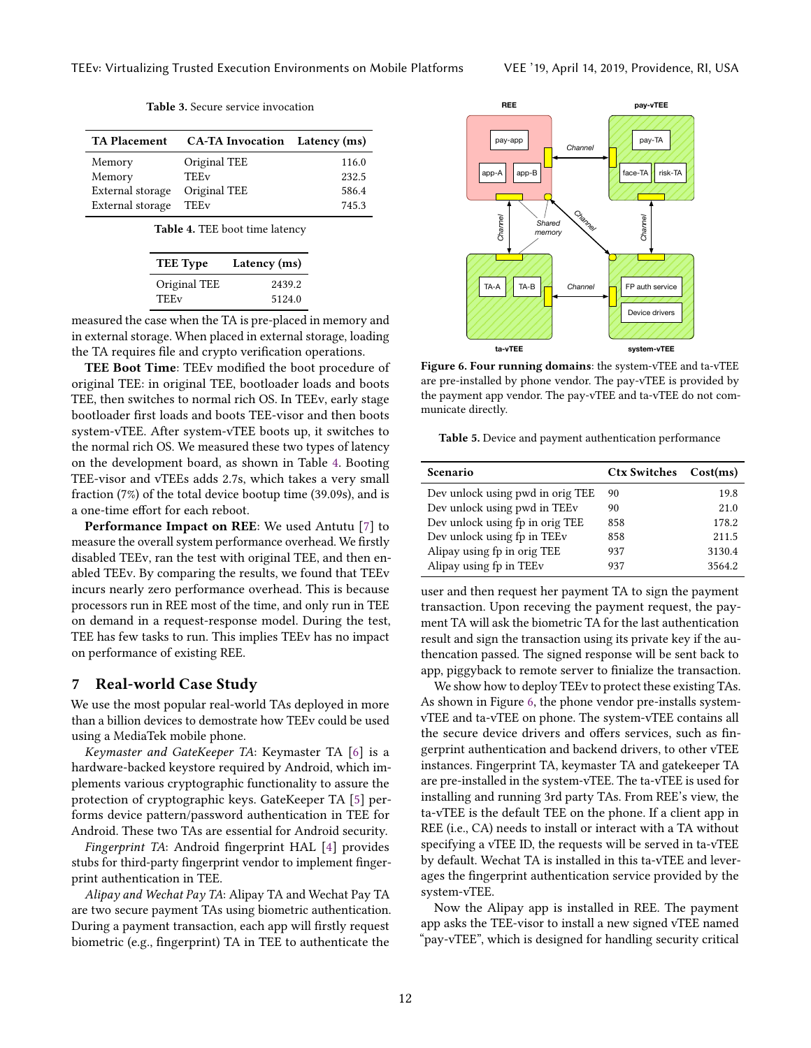**Table 3.** Secure service invocation

| TA Placement | CA-TA Invocation | Latency (ms) |
|---|---|---|
| Memory | Original TEE | 116.0 |
| Memory | TEEv | 232.5 |
| External storage | Original TEE | 586.4 |
| External storage | TEEv | 745.3 |

**Table 4.** TEE boot time latency

| TEE Type | Latency (ms) |
|---|---|
| Original TEE | 2439.2 |
| TEEv | 5124.0 |

measured the case when the TA is pre-placed in memory and in external storage. When placed in external storage, loading the TA requires file and crypto verification operations.

**TEE Boot Time**: TEEv modified the boot procedure of original TEE: in original TEE, bootloader loads and boots TEE, then switches to normal rich OS. In TEEv, early stage bootloader first loads and boots TEE-visor and then boots system-vTEE. After system-vTEE boots up, it switches to the normal rich OS. We measured these two types of latency on the development board, as shown in Table 4. Booting TEE-visor and vTEEs adds 2.7s, which takes a very small fraction (7%) of the total device bootup time (39.09s), and is a one-time effort for each reboot.

**Performance Impact on REE**: We used Antutu [7] to measure the overall system performance overhead. We firstly disabled TEEv, ran the test with original TEE, and then enabled TEEv. By comparing the results, we found that TEEv incurs nearly zero performance overhead. This is because processors run in REE most of the time, and only run in TEE on demand in a request-response model. During the test, TEE has few tasks to run. This implies TEEv has no impact on performance of existing REE.

## 7 Real-world Case Study

We use the most popular real-world TAs deployed in more than a billion devices to demostrate how TEEv could be used using a MediaTek mobile phone.

*Keymaster and GateKeeper TA*: Keymaster TA [6] is a hardware-backed keystore required by Android, which implements various cryptographic functionality to assure the protection of cryptographic keys. GateKeeper TA [5] performs device pattern/password authentication in TEE for Android. These two TAs are essential for Android security.

*Fingerprint TA*: Android fingerprint HAL [4] provides stubs for third-party fingerprint vendor to implement fingerprint authentication in TEE.

*Alipay and Wechat Pay TA*: Alipay TA and Wechat Pay TA are two secure payment TAs using biometric authentication. During a payment transaction, each app will firstly request biometric (e.g., fingerprint) TA in TEE to authenticate the user and then request her payment TA to sign the payment transaction. Upon receving the payment request, the payment TA will ask the biometric TA for the last authentication result and sign the transaction using its private key if the authencation passed. The signed response will be sent back to app, piggyback to remote server to finialize the transaction.

**Figure 6. Four running domains**: the system-vTEE and ta-vTEE are pre-installed by phone vendor. The pay-vTEE is provided by the payment app vendor. The pay-vTEE and ta-vTEE do not communicate directly.

**Table 5.** Device and payment authentication performance

| Scenario | Ctx Switches | Cost(ms) |
|---|---|---|
| Dev unlock using pwd in orig TEE | 90 | 19.8 |
| Dev unlock using pwd in TEEv | 90 | 21.0 |
| Dev unlock using fp in orig TEE | 858 | 178.2 |
| Dev unlock using fp in TEEv | 858 | 211.5 |
| Alipay using fp in orig TEE | 937 | 3130.4 |
| Alipay using fp in TEEv | 937 | 3564.2 |

We show how to deploy TEEv to protect these existing TAs. As shown in Figure 6, the phone vendor pre-installs system-vTEE and ta-vTEE on phone. The system-vTEE contains all the secure device drivers and offers services, such as fingerprint authentication and backend drivers, to other vTEE instances. Fingerprint TA, keymaster TA and gatekeeper TA are pre-installed in the system-vTEE. The ta-vTEE is used for installing and running 3rd party TAs. From REE's view, the ta-vTEE is the default TEE on the phone. If a client app in REE (i.e., CA) needs to install or interact with a TA without specifying a vTEE ID, the requests will be served in ta-vTEE by default. Wechat TA is installed in this ta-vTEE and leverages the fingerprint authentication service provided by the system-vTEE.

Now the Alipay app is installed in REE. The payment app asks the TEE-visor to install a new signed vTEE named "pay-vTEE", which is designed for handling security critical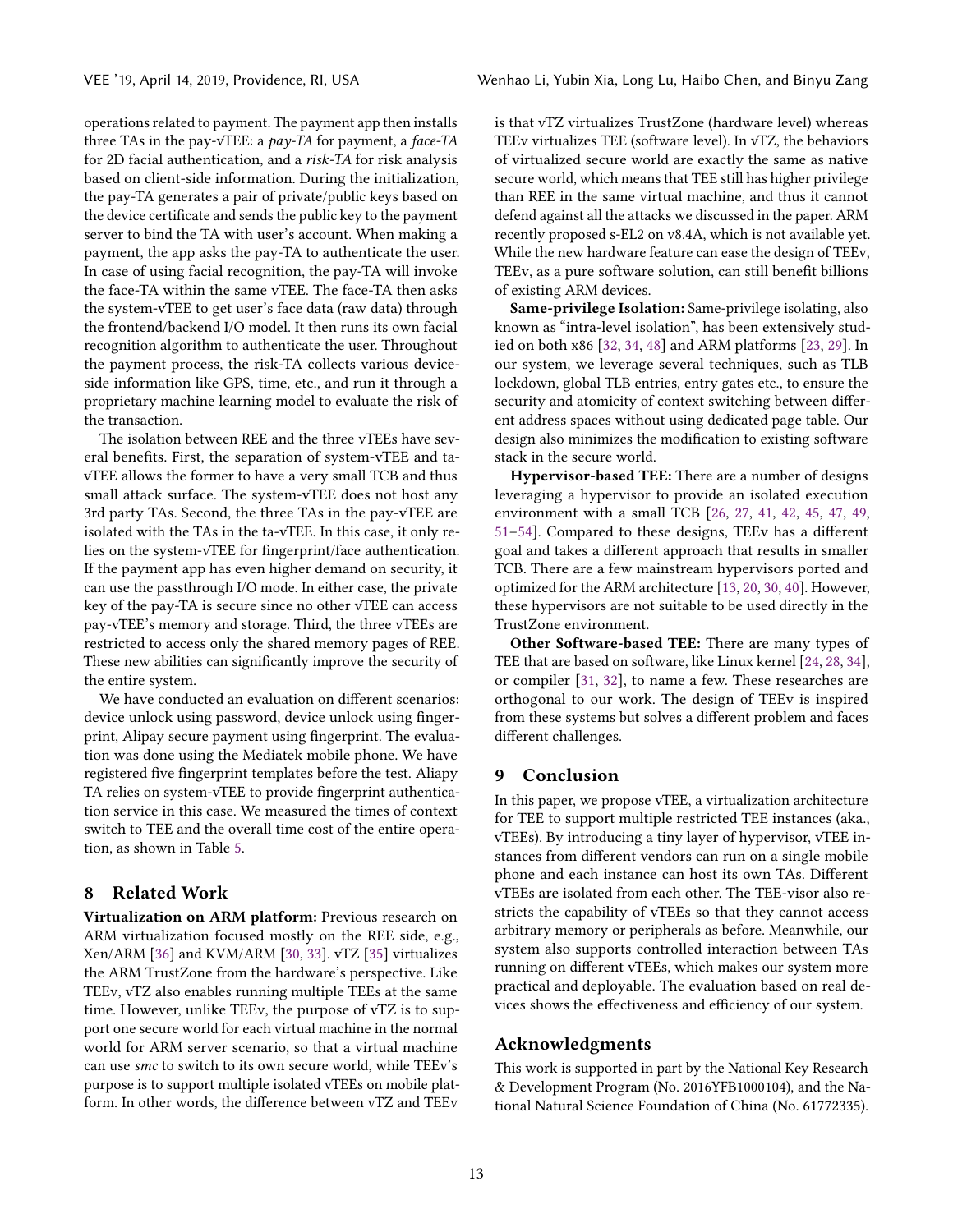operations related to payment. The payment app then installs three TAs in the pay-vTEE: a *pay-TA* for payment, a *face-TA* for 2D facial authentication, and a *risk-TA* for risk analysis based on client-side information. During the initialization, the pay-TA generates a pair of private/public keys based on the device certificate and sends the public key to the payment server to bind the TA with user's account. When making a payment, the app asks the pay-TA to authenticate the user. In case of using facial recognition, the pay-TA will invoke the face-TA within the same vTEE. The face-TA then asks the system-vTEE to get user's face data (raw data) through the frontend/backend I/O model. It then runs its own facial recognition algorithm to authenticate the user. Throughout the payment process, the risk-TA collects various device-side information like GPS, time, etc., and run it through a proprietary machine learning model to evaluate the risk of the transaction.

The isolation between REE and the three vTEEs have several benefits. First, the separation of system-vTEE and ta-vTEE allows the former to have a very small TCB and thus small attack surface. The system-vTEE does not host any 3rd party TAs. Second, the three TAs in the pay-vTEE are isolated with the TAs in the ta-vTEE. In this case, it only relies on the system-vTEE for fingerprint/face authentication. If the payment app has even higher demand on security, it can use the passthrough I/O mode. In either case, the private key of the pay-TA is secure since no other vTEE can access pay-vTEE's memory and storage. Third, the three vTEEs are restricted to access only the shared memory pages of REE. These new abilities can significantly improve the security of the entire system.

We have conducted an evaluation on different scenarios: device unlock using password, device unlock using fingerprint, Alipay secure payment using fingerprint. The evaluation was done using the Mediatek mobile phone. We have registered five fingerprint templates before the test. Aliapy TA relies on system-vTEE to provide fingerprint authentication service in this case. We measured the times of context switch to TEE and the overall time cost of the entire operation, as shown in Table 5.

## 8 Related Work

**Virtualization on ARM platform:** Previous research on ARM virtualization focused mostly on the REE side, e.g., Xen/ARM [36] and KVM/ARM [30, 33]. vTZ [35] virtualizes the ARM TrustZone from the hardware's perspective. Like TEEv, vTZ also enables running multiple TEEs at the same time. However, unlike TEEv, the purpose of vTZ is to support one secure world for each virtual machine in the normal world for ARM server scenario, so that a virtual machine can use *smc* to switch to its own secure world, while TEEv's purpose is to support multiple isolated vTEEs on mobile platform. In other words, the difference between vTZ and TEEv is that vTZ virtualizes TrustZone (hardware level) whereas TEEv virtualizes TEE (software level). In vTZ, the behaviors of virtualized secure world are exactly the same as native secure world, which means that TEE still has higher privilege than REE in the same virtual machine, and thus it cannot defend against all the attacks we discussed in the paper. ARM recently proposed s-EL2 on v8.4A, which is not available yet. While the new hardware feature can ease the design of TEEv, TEEv, as a pure software solution, can still benefit billions of existing ARM devices.

**Same-privilege Isolation:** Same-privilege isolating, also known as "intra-level isolation", has been extensively studied on both x86 [32, 34, 48] and ARM platforms [23, 29]. In our system, we leverage several techniques, such as TLB lockdown, global TLB entries, entry gates etc., to ensure the security and atomicity of context switching between different address spaces without using dedicated page table. Our design also minimizes the modification to existing software stack in the secure world.

**Hypervisor-based TEE:** There are a number of designs leveraging a hypervisor to provide an isolated execution environment with a small TCB [26, 27, 41, 42, 45, 47, 49, 51–54]. Compared to these designs, TEEv has a different goal and takes a different approach that results in smaller TCB. There are a few mainstream hypervisors ported and optimized for the ARM architecture [13, 20, 30, 40]. However, these hypervisors are not suitable to be used directly in the TrustZone environment.

**Other Software-based TEE:** There are many types of TEE that are based on software, like Linux kernel [24, 28, 34], or compiler [31, 32], to name a few. These researches are orthogonal to our work. The design of TEEv is inspired from these systems but solves a different problem and faces different challenges.

## 9 Conclusion

In this paper, we propose vTEE, a virtualization architecture for TEE to support multiple restricted TEE instances (aka., vTEEs). By introducing a tiny layer of hypervisor, vTEE instances from different vendors can run on a single mobile phone and each instance can host its own TAs. Different vTEEs are isolated from each other. The TEE-visor also restricts the capability of vTEEs so that they cannot access arbitrary memory or peripherals as before. Meanwhile, our system also supports controlled interaction between TAs running on different vTEEs, which makes our system more practical and deployable. The evaluation based on real devices shows the effectiveness and efficiency of our system.

## Acknowledgments

This work is supported in part by the National Key Research & Development Program (No. 2016YFB1000104), and the National Natural Science Foundation of China (No. 61772335).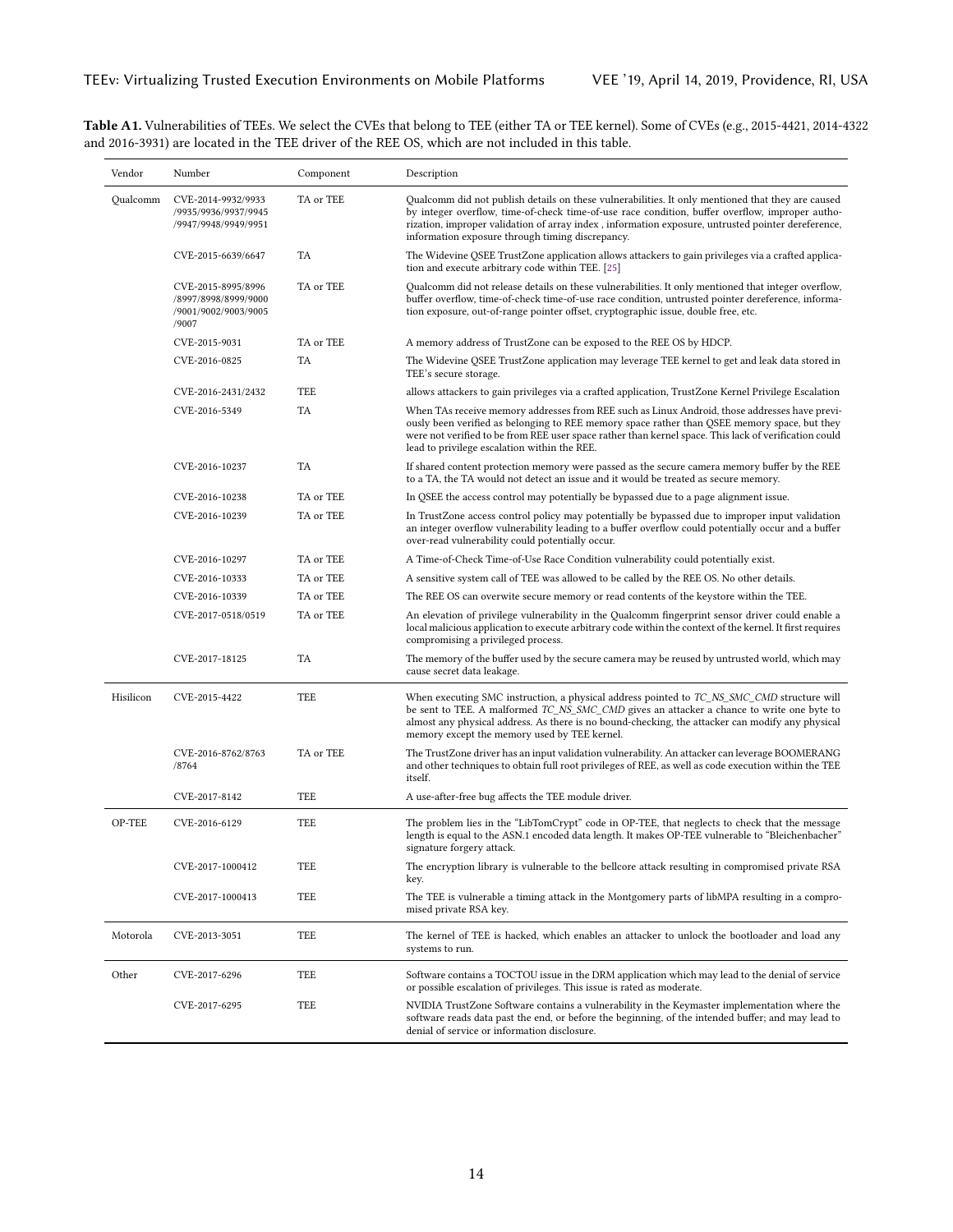**Table A1.** Vulnerabilities of TEEs. We select the CVEs that belong to TEE (either TA or TEE kernel). Some of CVEs (e.g., 2015-4421, 2014-4322 and 2016-3931) are located in the TEE driver of the REE OS, which are not included in this table.

| Vendor | Number | Component | Description |
|---|---|---|---|
| Qualcomm | CVE-2014-9932/9933 /9935/9936/9937/9945 /9947/9948/9949/9951 | TA or TEE | Qualcomm did not publish details on these vulnerabilities. It only mentioned that they are caused by integer overflow, time-of-check time-of-use race condition, buffer overflow, improper authorization, improper validation of array index , information exposure, untrusted pointer dereference, information exposure through timing discrepancy. |
| | CVE-2015-6639/6647 | TA | The Widevine QSEE TrustZone application allows attackers to gain privileges via a crafted application and execute arbitrary code within TEE. [25] |
| | CVE-2015-8995/8996 /8997/8998/8999/9000 /9001/9002/9003/9005 /9007 | TA or TEE | Qualcomm did not release details on these vulnerabilities. It only mentioned that integer overflow, buffer overflow, time-of-check time-of-use race condition, untrusted pointer dereference, information exposure, out-of-range pointer offset, cryptographic issue, double free, etc. |
| | CVE-2015-9031 | TA or TEE | A memory address of TrustZone can be exposed to the REE OS by HDCP. |
| | CVE-2016-0825 | TA | The Widevine QSEE TrustZone application may leverage TEE kernel to get and leak data stored in TEE's secure storage. |
| | CVE-2016-2431/2432 | TEE | allows attackers to gain privileges via a crafted application, TrustZone Kernel Privilege Escalation |
| | CVE-2016-5349 | TA | When TAs receive memory addresses from REE such as Linux Android, those addresses have previously been verified as belonging to REE memory space rather than QSEE memory space, but they were not verified to be from REE user space rather than kernel space. This lack of verification could lead to privilege escalation within the REE. |
| | CVE-2016-10237 | TA | If shared content protection memory were passed as the secure camera memory buffer by the REE to a TA, the TA would not detect an issue and it would be treated as secure memory. |
| | CVE-2016-10238 | TA or TEE | In QSEE the access control may potentially be bypassed due to a page alignment issue. |
| | CVE-2016-10239 | TA or TEE | In TrustZone access control policy may potentially be bypassed due to improper input validation an integer overflow vulnerability leading to a buffer overflow could potentially occur and a buffer over-read vulnerability could potentially occur. |
| | CVE-2016-10297 | TA or TEE | A Time-of-Check Time-of-Use Race Condition vulnerability could potentially exist. |
| | CVE-2016-10333 | TA or TEE | A sensitive system call of TEE was allowed to be called by the REE OS. No other details. |
| | CVE-2016-10339 | TA or TEE | The REE OS can overwite secure memory or read contents of the keystore within the TEE. |
| | CVE-2017-0518/0519 | TA or TEE | An elevation of privilege vulnerability in the Qualcomm fingerprint sensor driver could enable a local malicious application to execute arbitrary code within the context of the kernel. It first requires compromising a privileged process. |
| | CVE-2017-18125 | TA | The memory of the buffer used by the secure camera may be reused by untrusted world, which may cause secret data leakage. |
| Hisilicon | CVE-2015-4422 | TEE | When executing SMC instruction, a physical address pointed to *TC_NS_SMC_CMD* structure will be sent to TEE. A malformed *TC_NS_SMC_CMD* gives an attacker a chance to write one byte to almost any physical address. As there is no bound-checking, the attacker can modify any physical memory except the memory used by TEE kernel. |
| | CVE-2016-8762/8763 /8764 | TA or TEE | The TrustZone driver has an input validation vulnerability. An attacker can leverage BOOMERANG and other techniques to obtain full root privileges of REE, as well as code execution within the TEE itself. |
| | CVE-2017-8142 | TEE | A use-after-free bug affects the TEE module driver. |
| OP-TEE | CVE-2016-6129 | TEE | The problem lies in the "LibTomCrypt" code in OP-TEE, that neglects to check that the message length is equal to the ASN.1 encoded data length. It makes OP-TEE vulnerable to "Bleichenbacher" signature forgery attack. |
| | CVE-2017-1000412 | TEE | The encryption library is vulnerable to the bellcore attack resulting in compromised private RSA key. |
| | CVE-2017-1000413 | TEE | The TEE is vulnerable a timing attack in the Montgomery parts of libMPA resulting in a compromised private RSA key. |
| Motorola | CVE-2013-3051 | TEE | The kernel of TEE is hacked, which enables an attacker to unlock the bootloader and load any systems to run. |
| Other | CVE-2017-6296 | TEE | Software contains a TOCTOU issue in the DRM application which may lead to the denial of service or possible escalation of privileges. This issue is rated as moderate. |
| | CVE-2017-6295 | TEE | NVIDIA TrustZone Software contains a vulnerability in the Keymaster implementation where the software reads data past the end, or before the beginning, of the intended buffer; and may lead to denial of service or information disclosure. |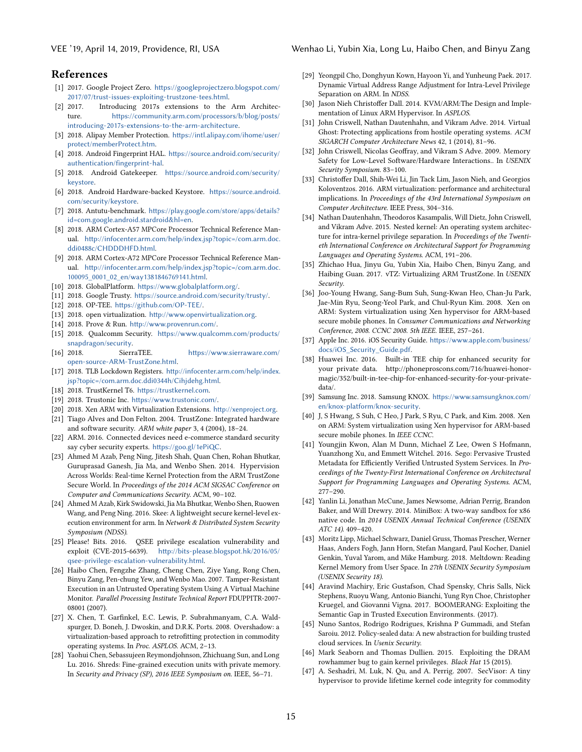## References

- [1] 2017. Google Project Zero. https://googleprojectzero.blogspot.com/2017/07/trust-issues-exploiting-trustzone-tees.html.
- [2] 2017. Introducing 2017s extensions to the Arm Architecture. https://community.arm.com/processors/b/blog/posts/introducing-2017s-extensions-to-the-arm-architecture.
- [3] 2018. Alipay Member Protection. https://intl.alipay.com/ihome/user/protect/memberProtect.htm.
- [4] 2018. Android Fingerprint HAL. https://source.android.com/security/authentication/fingerprint-hal.
- [5] 2018. Android Gatekeeper. https://source.android.com/security/keystore.
- [6] 2018. Android Hardware-backed Keystore. https://source.android.com/security/keystore.
- [7] 2018. Antutu-benchmark. https://play.google.com/store/apps/details?id=com.google.android.stardroid&hl=en.
- [8] 2018. ARM Cortex-A57 MPCore Processor Technical Reference Manual. http://infocenter.arm.com/help/index.jsp?topic=/com.arm.doc.ddi0488c/CHDDDHFD.html.
- [9] 2018. ARM Cortex-A72 MPCore Processor Technical Reference Manual. http://infocenter.arm.com/help/index.jsp?topic=/com.arm.doc.100095_0001_02_en/way1381846769141.html.
- [10] 2018. GlobalPlatform. https://www.globalplatform.org/.
- [11] 2018. Google Trusty. https://source.android.com/security/trusty/.
- [12] 2018. OP-TEE. https://github.com/OP-TEE/.
- [13] 2018. open virtualization. http://www.openvirtualization.org.
- [14] 2018. Prove & Run. http://www.provenrun.com/.
- [15] 2018. Qualcomm Security. https://www.qualcomm.com/products/snapdragon/security.
- [16] 2018. SierraTEE. https://www.sierraware.com/open-source-ARM-TrustZone.html.
- [17] 2018. TLB Lockdown Registers. http://infocenter.arm.com/help/index.jsp?topic=/com.arm.doc.ddi0344h/Cihjdehg.html.
- [18] 2018. TrustKernel T6. https://trustkernel.com.
- [19] 2018. Trustonic Inc. https://www.trustonic.com/.
- [20] 2018. Xen ARM with Virtualization Extensions. http://xenproject.org.
- [21] Tiago Alves and Don Felton. 2004. TrustZone: Integrated hardware and software security. *ARM white paper* 3, 4 (2004), 18–24.
- [22] ARM. 2016. Connected devices need e-commerce standard security say cyber security experts. https://goo.gl/1ePiQC.
- [23] Ahmed M Azab, Peng Ning, Jitesh Shah, Quan Chen, Rohan Bhutkar, Guruprasad Ganesh, Jia Ma, and Wenbo Shen. 2014. Hypervision Across Worlds: Real-time Kernel Protection from the ARM TrustZone Secure World. In *Proceedings of the 2014 ACM SIGSAC Conference on Computer and Communications Security*. ACM, 90–102.
- [24] Ahmed M Azab, Kirk Swidowski, Jia Ma Bhutkar, Wenbo Shen, Ruowen Wang, and Peng Ning. 2016. Skee: A lightweight secure kernel-level execution environment for arm. In *Network & Distributed System Security Symposium (NDSS)*.
- [25] Please! Bits. 2016. QSEE privilege escalation vulnerability and exploit (CVE-2015-6639). http://bits-please.blogspot.hk/2016/05/qsee-privilege-escalation-vulnerability.html.
- [26] Haibo Chen, Fengzhe Zhang, Cheng Chen, Ziye Yang, Rong Chen, Binyu Zang, Pen-chung Yew, and Wenbo Mao. 2007. Tamper-Resistant Execution in an Untrusted Operating System Using A Virtual Machine Monitor. *Parallel Processing Institute Technical Report* FDUPPITR-2007-08001 (2007).
- [27] X. Chen, T. Garfinkel, E.C. Lewis, P. Subrahmanyam, C.A. Waldspurger, D. Boneh, J. Dwoskin, and D.R.K. Ports. 2008. Overshadow: a virtualization-based approach to retrofitting protection in commodity operating systems. In *Proc. ASPLOS*. ACM, 2–13.
- [28] Yaohui Chen, Sebassujeen Reymondjohnson, Zhichuang Sun, and Long Lu. 2016. Shreds: Fine-grained execution units with private memory. In *Security and Privacy (SP), 2016 IEEE Symposium on*. IEEE, 56–71.
- [29] Yeongpil Cho, Donghyun Kown, Hayoon Yi, and Yunheung Paek. 2017. Dynamic Virtual Address Range Adjustment for Intra-Level Privilege Separation on ARM. In *NDSS*.
- [30] Jason Nieh Christoffer Dall. 2014. KVM/ARM:The Design and Implementation of Linux ARM Hypervisor. In *ASPLOS*.
- [31] John Criswell, Nathan Dautenhahn, and Vikram Adve. 2014. Virtual Ghost: Protecting applications from hostile operating systems. *ACM SIGARCH Computer Architecture News* 42, 1 (2014), 81–96.
- [32] John Criswell, Nicolas Geoffray, and Vikram S Adve. 2009. Memory Safety for Low-Level Software/Hardware Interactions.. In *USENIX Security Symposium*. 83–100.
- [33] Christoffer Dall, Shih-Wei Li, Jin Tack Lim, Jason Nieh, and Georgios Koloventzos. 2016. ARM virtualization: performance and architectural implications. In *Proceedings of the 43rd International Symposium on Computer Architecture*. IEEE Press, 304–316.
- [34] Nathan Dautenhahn, Theodoros Kasampalis, Will Dietz, John Criswell, and Vikram Adve. 2015. Nested kernel: An operating system architecture for intra-kernel privilege separation. In *Proceedings of the Twentieth International Conference on Architectural Support for Programming Languages and Operating Systems*. ACM, 191–206.
- [35] Zhichao Hua, Jinyu Gu, Yubin Xia, Haibo Chen, Binyu Zang, and Haibing Guan. 2017. vTZ: Virtualizing ARM TrustZone. In *USENIX Security*.
- [36] Joo-Young Hwang, Sang-Bum Suh, Sung-Kwan Heo, Chan-Ju Park, Jae-Min Ryu, Seong-Yeol Park, and Chul-Ryun Kim. 2008. Xen on ARM: System virtualization using Xen hypervisor for ARM-based secure mobile phones. In *Consumer Communications and Networking Conference, 2008. CCNC 2008. 5th IEEE*. IEEE, 257–261.
- [37] Apple Inc. 2016. iOS Security Guide. https://www.apple.com/business/docs/iOS_Security_Guide.pdf.
- [38] Huawei Inc. 2016. Built-in TEE chip for enhanced security for your private data. http://phoneproscons.com/716/huawei-honor-magic/352/built-in-tee-chip-for-enhanced-security-for-your-private-data/.
- [39] Samsung Inc. 2018. Samsung KNOX. https://www.samsungknox.com/en/knox-platform/knox-security.
- [40] J, S Hwang, S Suh, C Heo, J Park, S Ryu, C Park, and Kim. 2008. Xen on ARM: System virtualization using Xen hypervisor for ARM-based secure mobile phones. In *IEEE CCNC*.
- [41] Youngjin Kwon, Alan M Dunn, Michael Z Lee, Owen S Hofmann, Yuanzhong Xu, and Emmett Witchel. 2016. Sego: Pervasive Trusted Metadata for Efficiently Verified Untrusted System Services. In *Proceedings of the Twenty-First International Conference on Architectural Support for Programming Languages and Operating Systems*. ACM, 277–290.
- [42] Yanlin Li, Jonathan McCune, James Newsome, Adrian Perrig, Brandon Baker, and Will Drewry. 2014. MiniBox: A two-way sandbox for x86 native code. In *2014 USENIX Annual Technical Conference (USENIX ATC 14)*. 409–420.
- [43] Moritz Lipp, Michael Schwarz, Daniel Gruss, Thomas Prescher, Werner Haas, Anders Fogh, Jann Horn, Stefan Mangard, Paul Kocher, Daniel Genkin, Yuval Yarom, and Mike Hamburg. 2018. Meltdown: Reading Kernel Memory from User Space. In *27th USENIX Security Symposium (USENIX Security 18)*.
- [44] Aravind Machiry, Eric Gustafson, Chad Spensky, Chris Salls, Nick Stephens, Ruoyu Wang, Antonio Bianchi, Yung Ryn Choe, Christopher Kruegel, and Giovanni Vigna. 2017. BOOMERANG: Exploiting the Semantic Gap in Trusted Execution Environments. (2017).
- [45] Nuno Santos, Rodrigo Rodrigues, Krishna P Gummadi, and Stefan Saroiu. 2012. Policy-sealed data: A new abstraction for building trusted cloud services. In *Usenix Security*.
- [46] Mark Seaborn and Thomas Dullien. 2015. Exploiting the DRAM rowhammer bug to gain kernel privileges. *Black Hat* 15 (2015).
- [47] A. Seshadri, M. Luk, N. Qu, and A. Perrig. 2007. SecVisor: A tiny hypervisor to provide lifetime kernel code integrity for commodity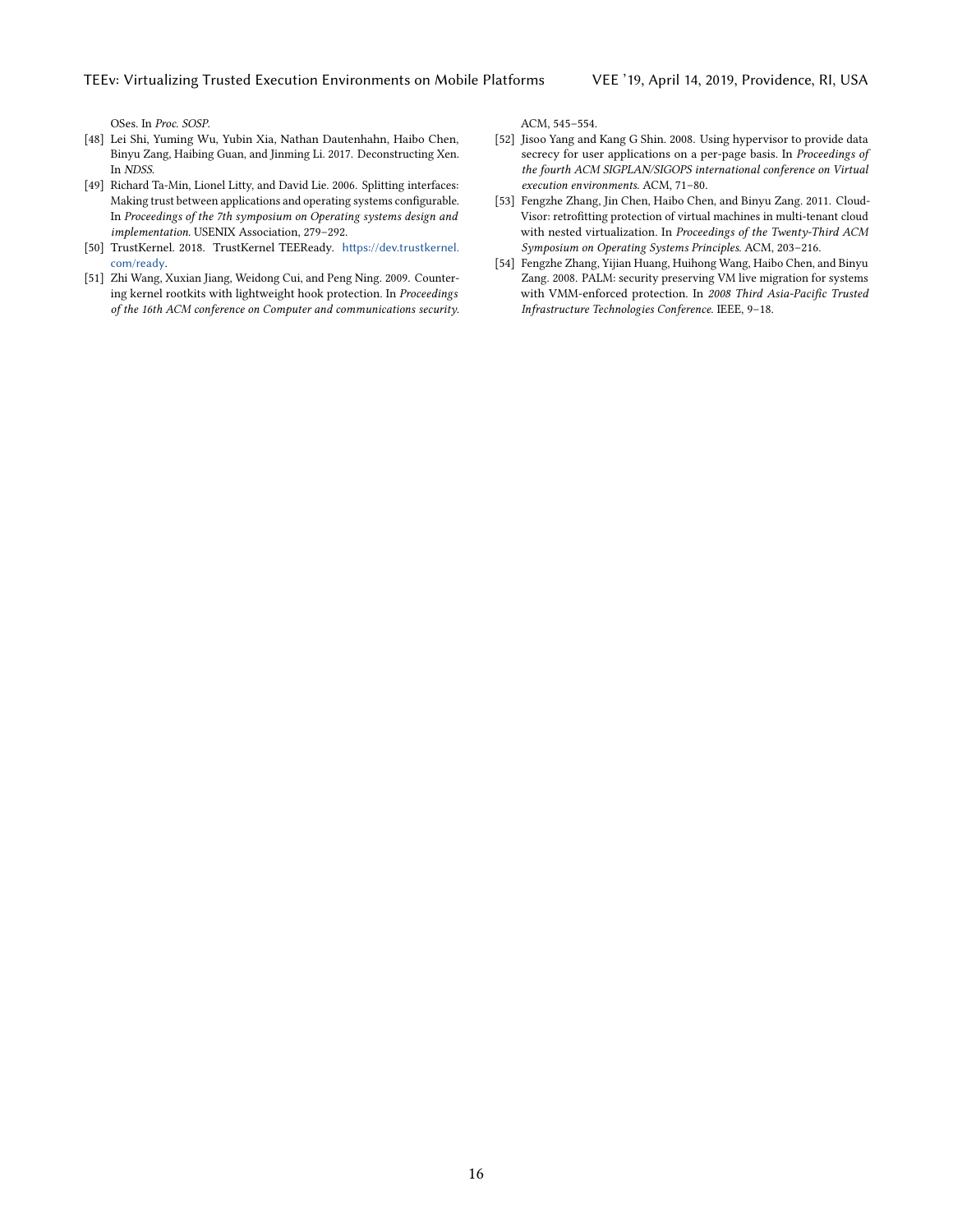OSes. In *Proc. SOSP*.

[48] Lei Shi, Yuming Wu, Yubin Xia, Nathan Dautenhahn, Haibo Chen, Binyu Zang, Haibing Guan, and Jinming Li. 2017. Deconstructing Xen. In *NDSS*.

[49] Richard Ta-Min, Lionel Litty, and David Lie. 2006. Splitting interfaces: Making trust between applications and operating systems configurable. In *Proceedings of the 7th symposium on Operating systems design and implementation*. USENIX Association, 279–292.

[50] TrustKernel. 2018. TrustKernel TEEReady. https://dev.trustkernel.com/ready.

[51] Zhi Wang, Xuxian Jiang, Weidong Cui, and Peng Ning. 2009. Countering kernel rootkits with lightweight hook protection. In *Proceedings of the 16th ACM conference on Computer and communications security*. ACM, 545–554.

[52] Jisoo Yang and Kang G Shin. 2008. Using hypervisor to provide data secrecy for user applications on a per-page basis. In *Proceedings of the fourth ACM SIGPLAN/SIGOPS international conference on Virtual execution environments*. ACM, 71–80.

[53] Fengzhe Zhang, Jin Chen, Haibo Chen, and Binyu Zang. 2011. CloudVisor: retrofitting protection of virtual machines in multi-tenant cloud with nested virtualization. In *Proceedings of the Twenty-Third ACM Symposium on Operating Systems Principles*. ACM, 203–216.

[54] Fengzhe Zhang, Yijian Huang, Huihong Wang, Haibo Chen, and Binyu Zang. 2008. PALM: security preserving VM live migration for systems with VMM-enforced protection. In *2008 Third Asia-Pacific Trusted Infrastructure Technologies Conference*. IEEE, 9–18.